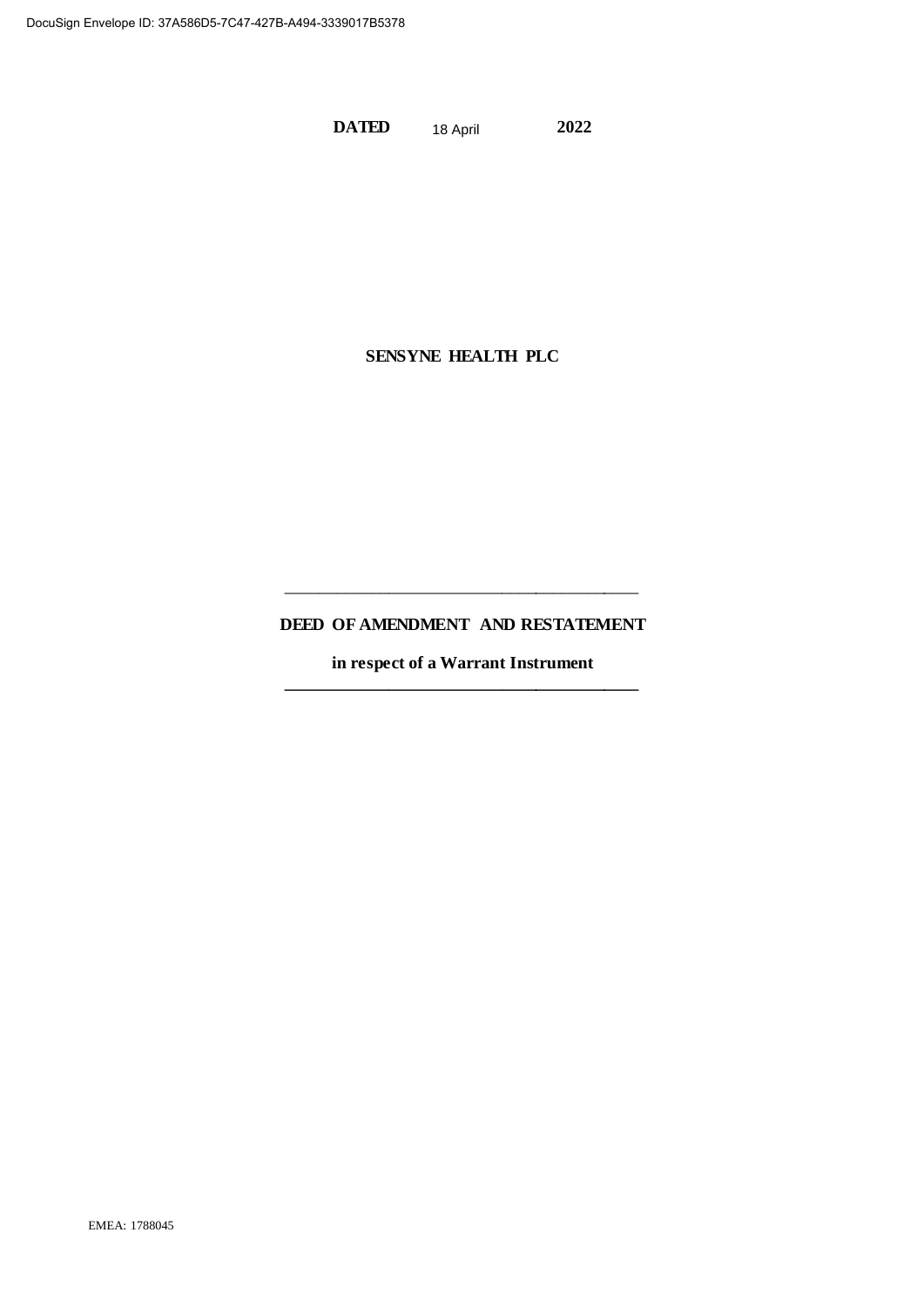**DATED** 18 April **2022**

**SENSYNE HEALTH PLC**

---

**DEED OF AMENDMENT AND RESTATEMENT**

**in respect of a Warrant Instrument**

---

EMEA: 1788045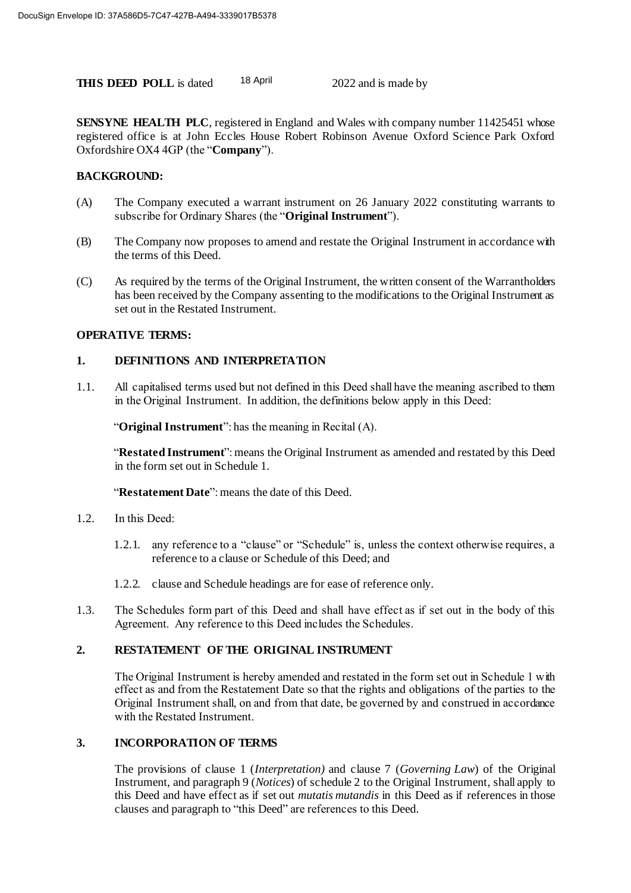**THIS DEED POLL** is dated 18 April 2022 and is made by

**SENSYNE HEALTH PLC**, registered in England and Wales with company number 11425451 whose registered office is at John Eccles House Robert Robinson Avenue Oxford Science Park Oxford Oxfordshire OX4 4GP (the "**Company**").

**BACKGROUND:**

(A) The Company executed a warrant instrument on 26 January 2022 constituting warrants to subscribe for Ordinary Shares (the "**Original Instrument**").

(B) The Company now proposes to amend and restate the Original Instrument in accordance with the terms of this Deed.

(C) As required by the terms of the Original Instrument, the written consent of the Warrantholders has been received by the Company assenting to the modifications to the Original Instrument as set out in the Restated Instrument.

**OPERATIVE TERMS:**

## 1. DEFINITIONS AND INTERPRETATION

1.1. All capitalised terms used but not defined in this Deed shall have the meaning ascribed to them in the Original Instrument. In addition, the definitions below apply in this Deed:

"**Original Instrument**": has the meaning in Recital (A).

"**Restated Instrument**": means the Original Instrument as amended and restated by this Deed in the form set out in Schedule 1.

"**Restatement Date**": means the date of this Deed.

1.2. In this Deed:

1.2.1. any reference to a "clause" or "Schedule" is, unless the context otherwise requires, a reference to a clause or Schedule of this Deed; and

1.2.2. clause and Schedule headings are for ease of reference only.

1.3. The Schedules form part of this Deed and shall have effect as if set out in the body of this Agreement. Any reference to this Deed includes the Schedules.

## 2. RESTATEMENT OF THE ORIGINAL INSTRUMENT

The Original Instrument is hereby amended and restated in the form set out in Schedule 1 with effect as and from the Restatement Date so that the rights and obligations of the parties to the Original Instrument shall, on and from that date, be governed by and construed in accordance with the Restated Instrument.

## 3. INCORPORATION OF TERMS

The provisions of clause 1 (*Interpretation)* and clause 7 (*Governing Law*) of the Original Instrument, and paragraph 9 (*Notices*) of schedule 2 to the Original Instrument, shall apply to this Deed and have effect as if set out *mutatis mutandis* in this Deed as if references in those clauses and paragraph to "this Deed" are references to this Deed.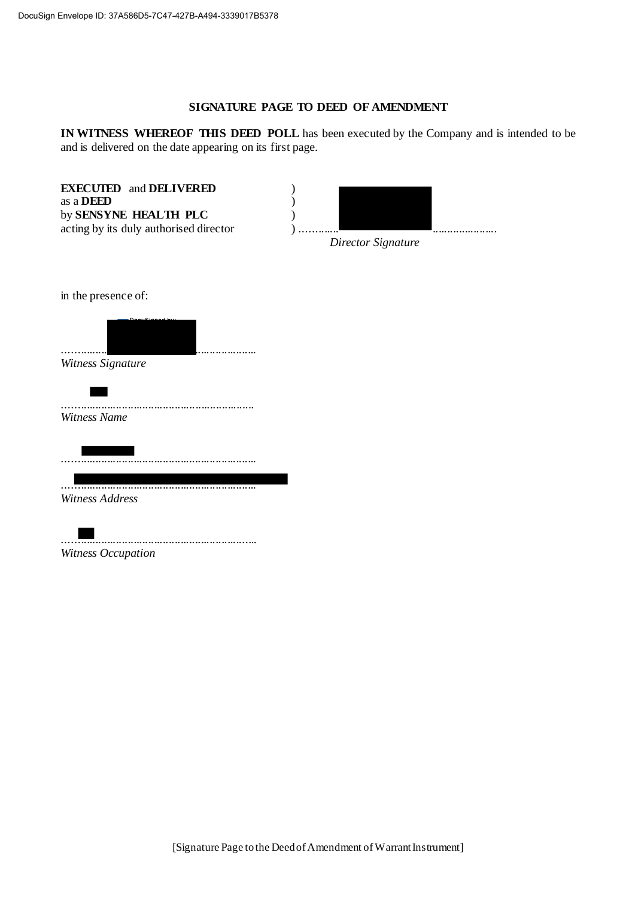## SIGNATURE PAGE TO DEED OF AMENDMENT

**IN WITNESS WHEREOF THIS DEED POLL** has been executed by the Company and is intended to be and is delivered on the date appearing on its first page.

| | |
|---|---|
| **EXECUTED** and **DELIVERED** as a **DEED** by **SENSYNE HEALTH PLC** acting by its duly authorised director | ) ) ) ) ………………………………… *Director Signature* |

in the presence of:

………………………………………………
*Witness Signature*

………………………………………………
*Witness Name*

………………………………………………

………………………………………………
*Witness Address*

………………………………………………
*Witness Occupation*

[Signature Page to the Deed of Amendment of Warrant Instrument]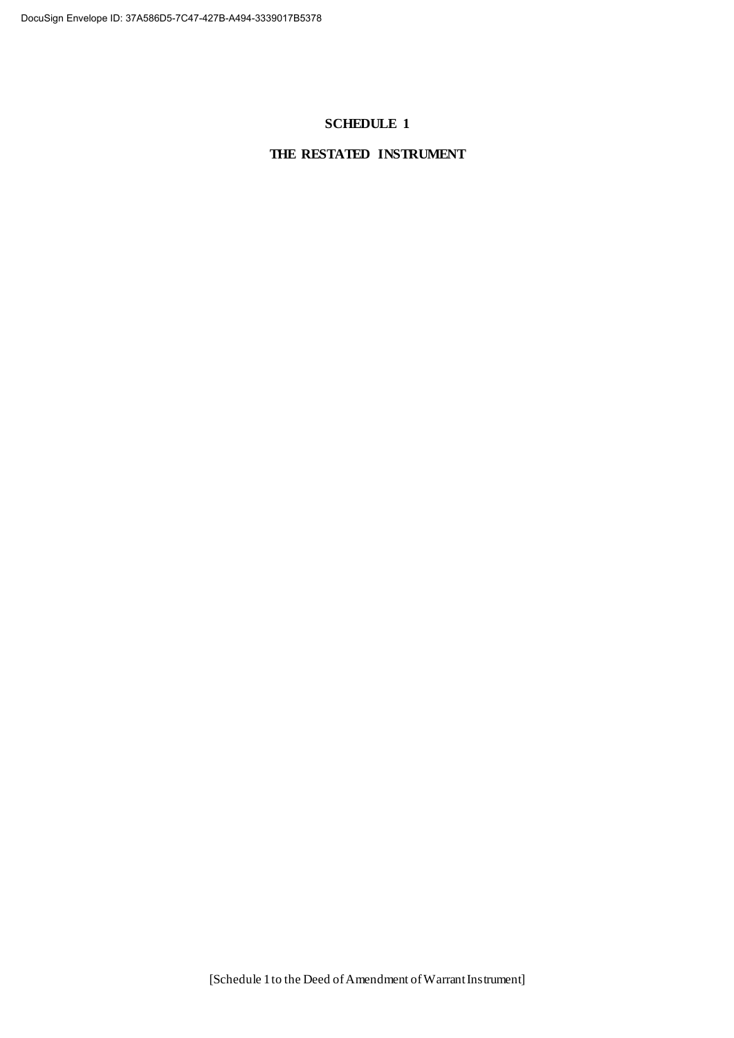# SCHEDULE 1

## THE RESTATED INSTRUMENT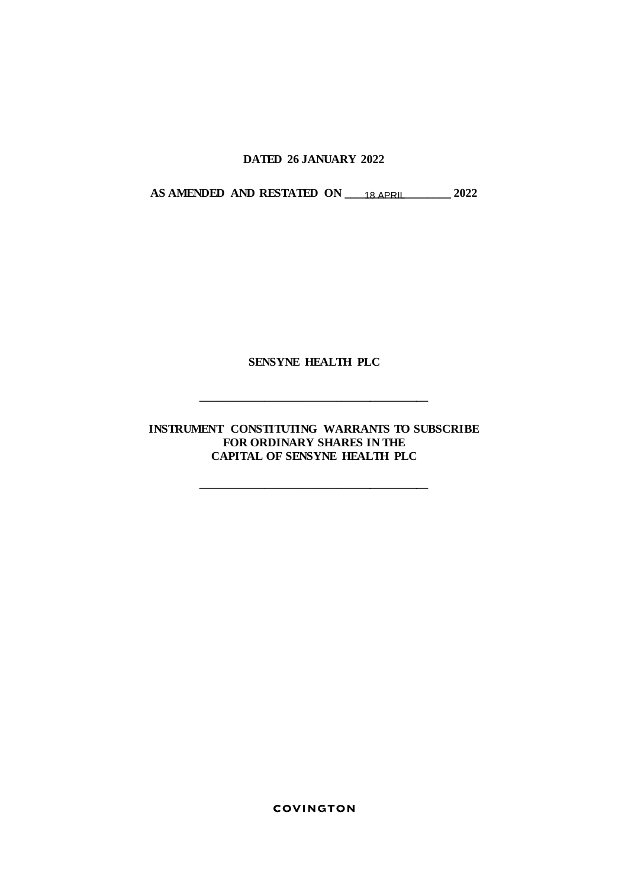**DATED 26 JANUARY 2022**

**AS AMENDED AND RESTATED ON** 18 APRIL **2022**

**SENSYNE HEALTH PLC**

---

**INSTRUMENT CONSTITUTING WARRANTS TO SUBSCRIBE FOR ORDINARY SHARES IN THE CAPITAL OF SENSYNE HEALTH PLC**

---

**COVINGTON**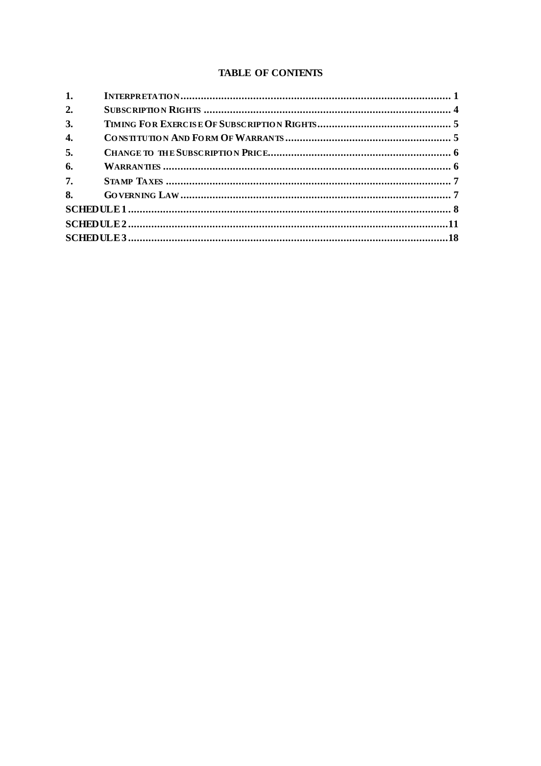**TABLE OF CONTENTS**

| | | |
|---|---|---|
| **1.** | **INTERPRETATION** | **1** |
| **2.** | **SUBSCRIPTION RIGHTS** | **4** |
| **3.** | **TIMING FOR EXERCISE OF SUBSCRIPTION RIGHTS** | **5** |
| **4.** | **CONSTITUTION AND FORM OF WARRANTS** | **5** |
| **5.** | **CHANGE TO THE SUBSCRIPTION PRICE** | **6** |
| **6.** | **WARRANTIES** | **6** |
| **7.** | **STAMP TAXES** | **7** |
| **8.** | **GOVERNING LAW** | **7** |
| **SCHEDULE 1** | | **8** |
| **SCHEDULE 2** | | **11** |
| **SCHEDULE 3** | | **18** |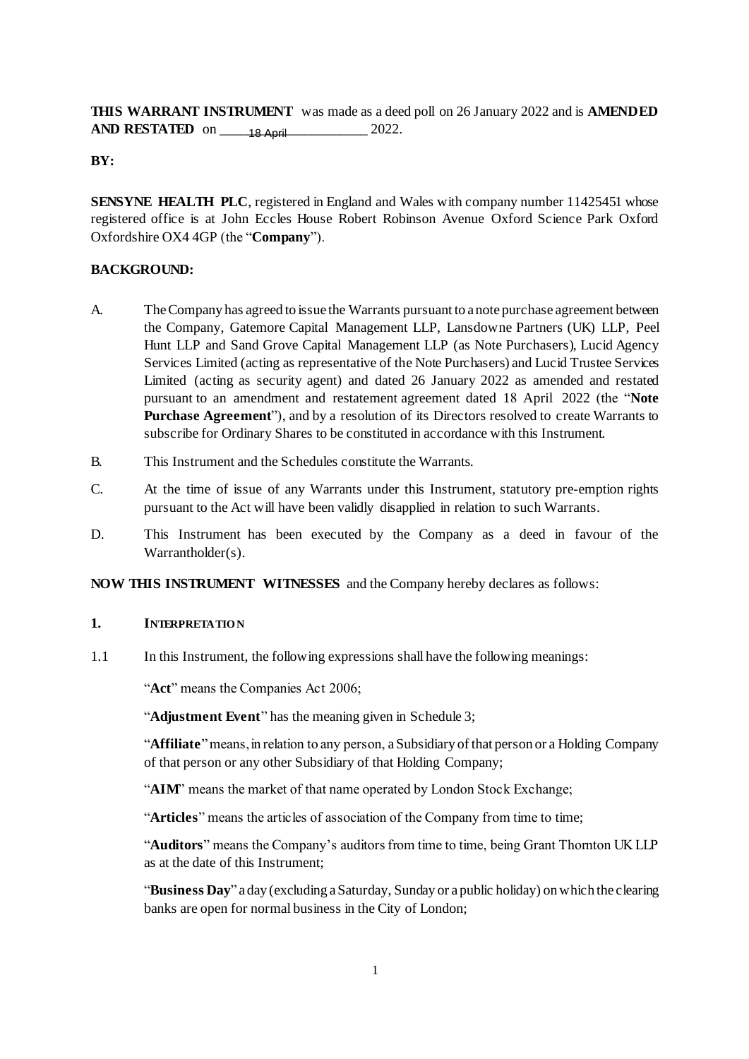**THIS WARRANT INSTRUMENT** was made as a deed poll on 26 January 2022 and is **AMENDED AND RESTATED** on 18 April 2022.

**BY:**

**SENSYNE HEALTH PLC**, registered in England and Wales with company number 11425451 whose registered office is at John Eccles House Robert Robinson Avenue Oxford Science Park Oxford Oxfordshire OX4 4GP (the "**Company**").

**BACKGROUND:**

A. The Company has agreed to issue the Warrants pursuant to a note purchase agreement between the Company, Gatemore Capital Management LLP, Lansdowne Partners (UK) LLP, Peel Hunt LLP and Sand Grove Capital Management LLP (as Note Purchasers), Lucid Agency Services Limited (acting as representative of the Note Purchasers) and Lucid Trustee Services Limited (acting as security agent) and dated 26 January 2022 as amended and restated pursuant to an amendment and restatement agreement dated 18 April 2022 (the "**Note Purchase Agreement**"), and by a resolution of its Directors resolved to create Warrants to subscribe for Ordinary Shares to be constituted in accordance with this Instrument.

B. This Instrument and the Schedules constitute the Warrants.

C. At the time of issue of any Warrants under this Instrument, statutory pre-emption rights pursuant to the Act will have been validly disapplied in relation to such Warrants.

D. This Instrument has been executed by the Company as a deed in favour of the Warrantholder(s).

**NOW THIS INSTRUMENT WITNESSES** and the Company hereby declares as follows:

## 1. INTERPRETATION

1.1 In this Instrument, the following expressions shall have the following meanings:

"**Act**" means the Companies Act 2006;

"**Adjustment Event**" has the meaning given in Schedule 3;

"**Affiliate**" means, in relation to any person, a Subsidiary of that person or a Holding Company of that person or any other Subsidiary of that Holding Company;

"**AIM**" means the market of that name operated by London Stock Exchange;

"**Articles**" means the articles of association of the Company from time to time;

"**Auditors**" means the Company's auditors from time to time, being Grant Thornton UK LLP as at the date of this Instrument;

"**Business Day**" a day (excluding a Saturday, Sunday or a public holiday) on which the clearing banks are open for normal business in the City of London;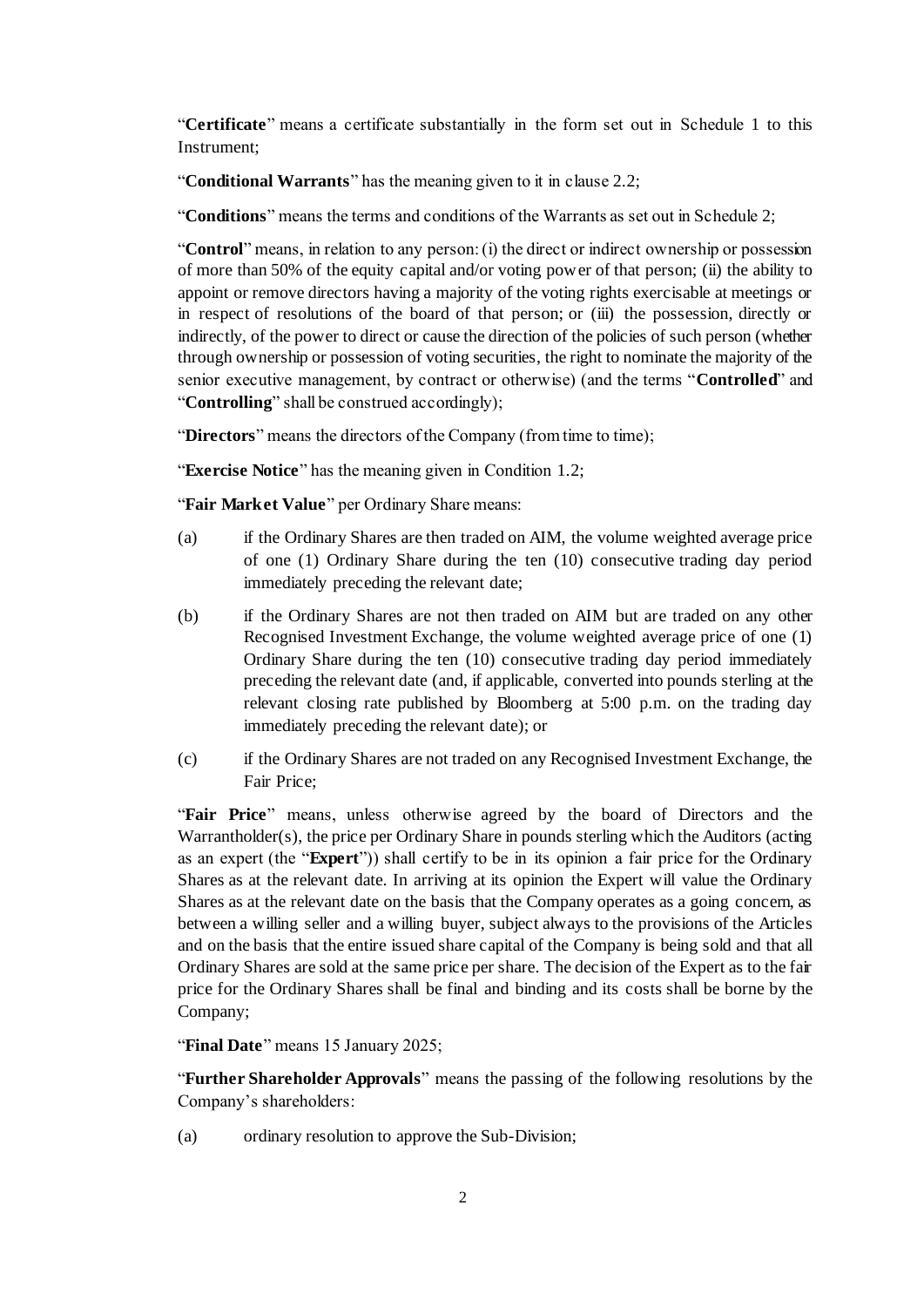"**Certificate**" means a certificate substantially in the form set out in Schedule 1 to this Instrument;

"**Conditional Warrants**" has the meaning given to it in clause 2.2;

"**Conditions**" means the terms and conditions of the Warrants as set out in Schedule 2;

"**Control**" means, in relation to any person: (i) the direct or indirect ownership or possession of more than 50% of the equity capital and/or voting power of that person; (ii) the ability to appoint or remove directors having a majority of the voting rights exercisable at meetings or in respect of resolutions of the board of that person; or (iii) the possession, directly or indirectly, of the power to direct or cause the direction of the policies of such person (whether through ownership or possession of voting securities, the right to nominate the majority of the senior executive management, by contract or otherwise) (and the terms "**Controlled**" and "**Controlling**" shall be construed accordingly);

"**Directors**" means the directors of the Company (from time to time);

"**Exercise Notice**" has the meaning given in Condition 1.2;

"**Fair Market Value**" per Ordinary Share means:

(a) if the Ordinary Shares are then traded on AIM, the volume weighted average price of one (1) Ordinary Share during the ten (10) consecutive trading day period immediately preceding the relevant date;

(b) if the Ordinary Shares are not then traded on AIM but are traded on any other Recognised Investment Exchange, the volume weighted average price of one (1) Ordinary Share during the ten (10) consecutive trading day period immediately preceding the relevant date (and, if applicable, converted into pounds sterling at the relevant closing rate published by Bloomberg at 5:00 p.m. on the trading day immediately preceding the relevant date); or

(c) if the Ordinary Shares are not traded on any Recognised Investment Exchange, the Fair Price;

"**Fair Price**" means, unless otherwise agreed by the board of Directors and the Warrantholder(s), the price per Ordinary Share in pounds sterling which the Auditors (acting as an expert (the "**Expert**")) shall certify to be in its opinion a fair price for the Ordinary Shares as at the relevant date. In arriving at its opinion the Expert will value the Ordinary Shares as at the relevant date on the basis that the Company operates as a going concern, as between a willing seller and a willing buyer, subject always to the provisions of the Articles and on the basis that the entire issued share capital of the Company is being sold and that all Ordinary Shares are sold at the same price per share. The decision of the Expert as to the fair price for the Ordinary Shares shall be final and binding and its costs shall be borne by the Company;

"**Final Date**" means 15 January 2025;

"**Further Shareholder Approvals**" means the passing of the following resolutions by the Company's shareholders:

(a) ordinary resolution to approve the Sub-Division;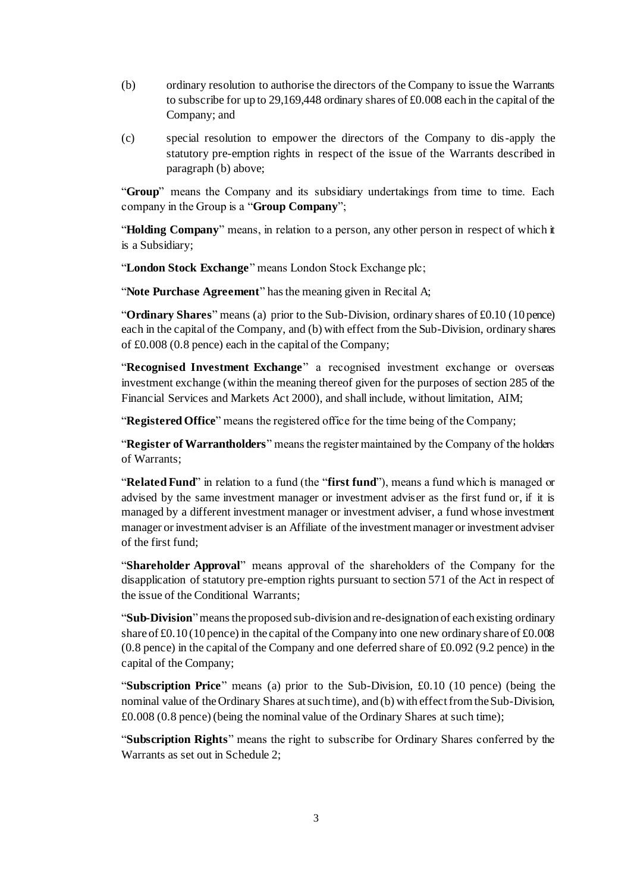(b) ordinary resolution to authorise the directors of the Company to issue the Warrants to subscribe for up to 29,169,448 ordinary shares of £0.008 each in the capital of the Company; and

(c) special resolution to empower the directors of the Company to dis-apply the statutory pre-emption rights in respect of the issue of the Warrants described in paragraph (b) above;

"**Group**" means the Company and its subsidiary undertakings from time to time. Each company in the Group is a "**Group Company**";

"**Holding Company**" means, in relation to a person, any other person in respect of which it is a Subsidiary;

"**London Stock Exchange**" means London Stock Exchange plc;

"**Note Purchase Agreement**" has the meaning given in Recital A;

"**Ordinary Shares**" means (a) prior to the Sub-Division, ordinary shares of £0.10 (10 pence) each in the capital of the Company, and (b) with effect from the Sub-Division, ordinary shares of £0.008 (0.8 pence) each in the capital of the Company;

"**Recognised Investment Exchange**" a recognised investment exchange or overseas investment exchange (within the meaning thereof given for the purposes of section 285 of the Financial Services and Markets Act 2000), and shall include, without limitation, AIM;

"**Registered Office**" means the registered office for the time being of the Company;

"**Register of Warrantholders**" means the register maintained by the Company of the holders of Warrants;

"**Related Fund**" in relation to a fund (the "**first fund**"), means a fund which is managed or advised by the same investment manager or investment adviser as the first fund or, if it is managed by a different investment manager or investment adviser, a fund whose investment manager or investment adviser is an Affiliate of the investment manager or investment adviser of the first fund;

"**Shareholder Approval**" means approval of the shareholders of the Company for the disapplication of statutory pre-emption rights pursuant to section 571 of the Act in respect of the issue of the Conditional Warrants;

"**Sub-Division**" means the proposed sub-division and re-designation of each existing ordinary share of £0.10 (10 pence) in the capital of the Company into one new ordinary share of £0.008 (0.8 pence) in the capital of the Company and one deferred share of £0.092 (9.2 pence) in the capital of the Company;

"**Subscription Price**" means (a) prior to the Sub-Division, £0.10 (10 pence) (being the nominal value of the Ordinary Shares at such time), and (b) with effect from the Sub-Division, £0.008 (0.8 pence) (being the nominal value of the Ordinary Shares at such time);

"**Subscription Rights**" means the right to subscribe for Ordinary Shares conferred by the Warrants as set out in Schedule 2;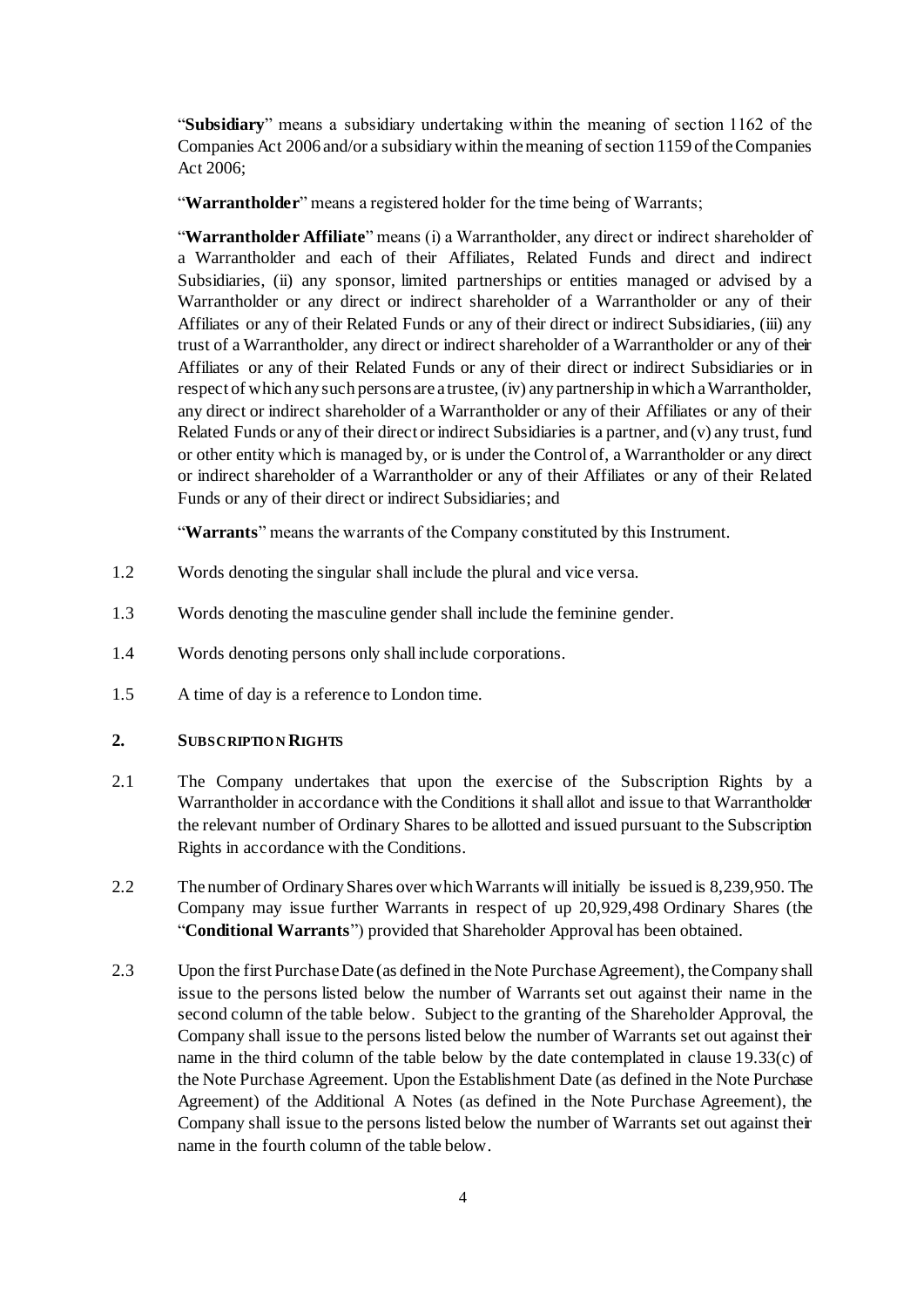"**Subsidiary**" means a subsidiary undertaking within the meaning of section 1162 of the Companies Act 2006 and/or a subsidiary within the meaning of section 1159 of the Companies Act 2006;

"**Warrantholder**" means a registered holder for the time being of Warrants;

"**Warrantholder Affiliate**" means (i) a Warrantholder, any direct or indirect shareholder of a Warrantholder and each of their Affiliates, Related Funds and direct and indirect Subsidiaries, (ii) any sponsor, limited partnerships or entities managed or advised by a Warrantholder or any direct or indirect shareholder of a Warrantholder or any of their Affiliates or any of their Related Funds or any of their direct or indirect Subsidiaries, (iii) any trust of a Warrantholder, any direct or indirect shareholder of a Warrantholder or any of their Affiliates or any of their Related Funds or any of their direct or indirect Subsidiaries or in respect of which any such persons are a trustee, (iv) any partnership in which a Warrantholder, any direct or indirect shareholder of a Warrantholder or any of their Affiliates or any of their Related Funds or any of their direct or indirect Subsidiaries is a partner, and (v) any trust, fund or other entity which is managed by, or is under the Control of, a Warrantholder or any direct or indirect shareholder of a Warrantholder or any of their Affiliates or any of their Related Funds or any of their direct or indirect Subsidiaries; and

"**Warrants**" means the warrants of the Company constituted by this Instrument.

1.2 Words denoting the singular shall include the plural and vice versa.

1.3 Words denoting the masculine gender shall include the feminine gender.

1.4 Words denoting persons only shall include corporations.

1.5 A time of day is a reference to London time.

## 2. SUBSCRIPTION RIGHTS

2.1 The Company undertakes that upon the exercise of the Subscription Rights by a Warrantholder in accordance with the Conditions it shall allot and issue to that Warrantholder the relevant number of Ordinary Shares to be allotted and issued pursuant to the Subscription Rights in accordance with the Conditions.

2.2 The number of Ordinary Shares over which Warrants will initially be issued is 8,239,950. The Company may issue further Warrants in respect of up 20,929,498 Ordinary Shares (the "**Conditional Warrants**") provided that Shareholder Approval has been obtained.

2.3 Upon the first Purchase Date (as defined in the Note Purchase Agreement), the Company shall issue to the persons listed below the number of Warrants set out against their name in the second column of the table below. Subject to the granting of the Shareholder Approval, the Company shall issue to the persons listed below the number of Warrants set out against their name in the third column of the table below by the date contemplated in clause 19.33(c) of the Note Purchase Agreement. Upon the Establishment Date (as defined in the Note Purchase Agreement) of the Additional A Notes (as defined in the Note Purchase Agreement), the Company shall issue to the persons listed below the number of Warrants set out against their name in the fourth column of the table below.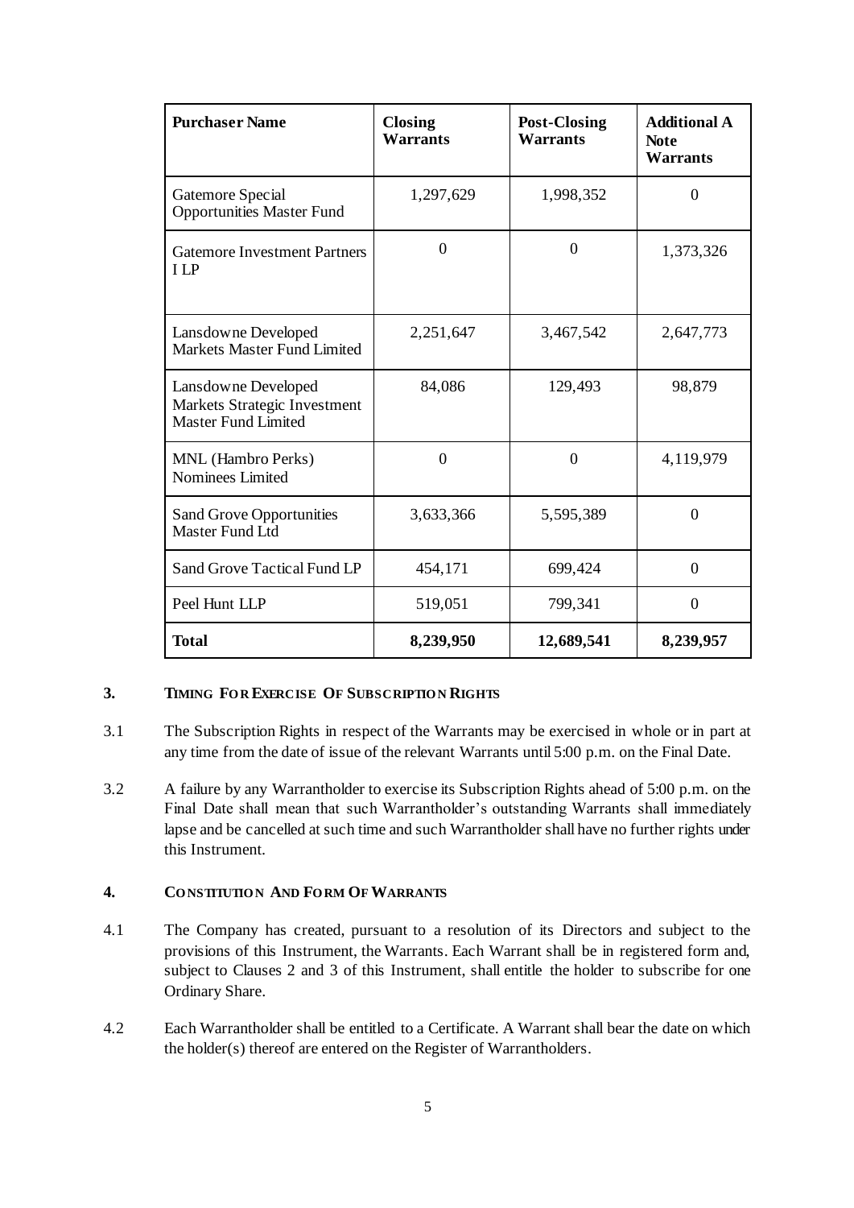| **Purchaser Name** | **Closing Warrants** | **Post-Closing Warrants** | **Additional A Note Warrants** |
|---|---|---|---|
| Gatemore Special Opportunities Master Fund | 1,297,629 | 1,998,352 | 0 |
| Gatemore Investment Partners I LP | 0 | 0 | 1,373,326 |
| Lansdowne Developed Markets Master Fund Limited | 2,251,647 | 3,467,542 | 2,647,773 |
| Lansdowne Developed Markets Strategic Investment Master Fund Limited | 84,086 | 129,493 | 98,879 |
| MNL (Hambro Perks) Nominees Limited | 0 | 0 | 4,119,979 |
| Sand Grove Opportunities Master Fund Ltd | 3,633,366 | 5,595,389 | 0 |
| Sand Grove Tactical Fund LP | 454,171 | 699,424 | 0 |
| Peel Hunt LLP | 519,051 | 799,341 | 0 |
| **Total** | **8,239,950** | **12,689,541** | **8,239,957** |

## 3. Timing For Exercise Of Subscription Rights

3.1 The Subscription Rights in respect of the Warrants may be exercised in whole or in part at any time from the date of issue of the relevant Warrants until 5:00 p.m. on the Final Date.

3.2 A failure by any Warrantholder to exercise its Subscription Rights ahead of 5:00 p.m. on the Final Date shall mean that such Warrantholder's outstanding Warrants shall immediately lapse and be cancelled at such time and such Warrantholder shall have no further rights under this Instrument.

## 4. Constitution And Form Of Warrants

4.1 The Company has created, pursuant to a resolution of its Directors and subject to the provisions of this Instrument, the Warrants. Each Warrant shall be in registered form and, subject to Clauses 2 and 3 of this Instrument, shall entitle the holder to subscribe for one Ordinary Share.

4.2 Each Warrantholder shall be entitled to a Certificate. A Warrant shall bear the date on which the holder(s) thereof are entered on the Register of Warrantholders.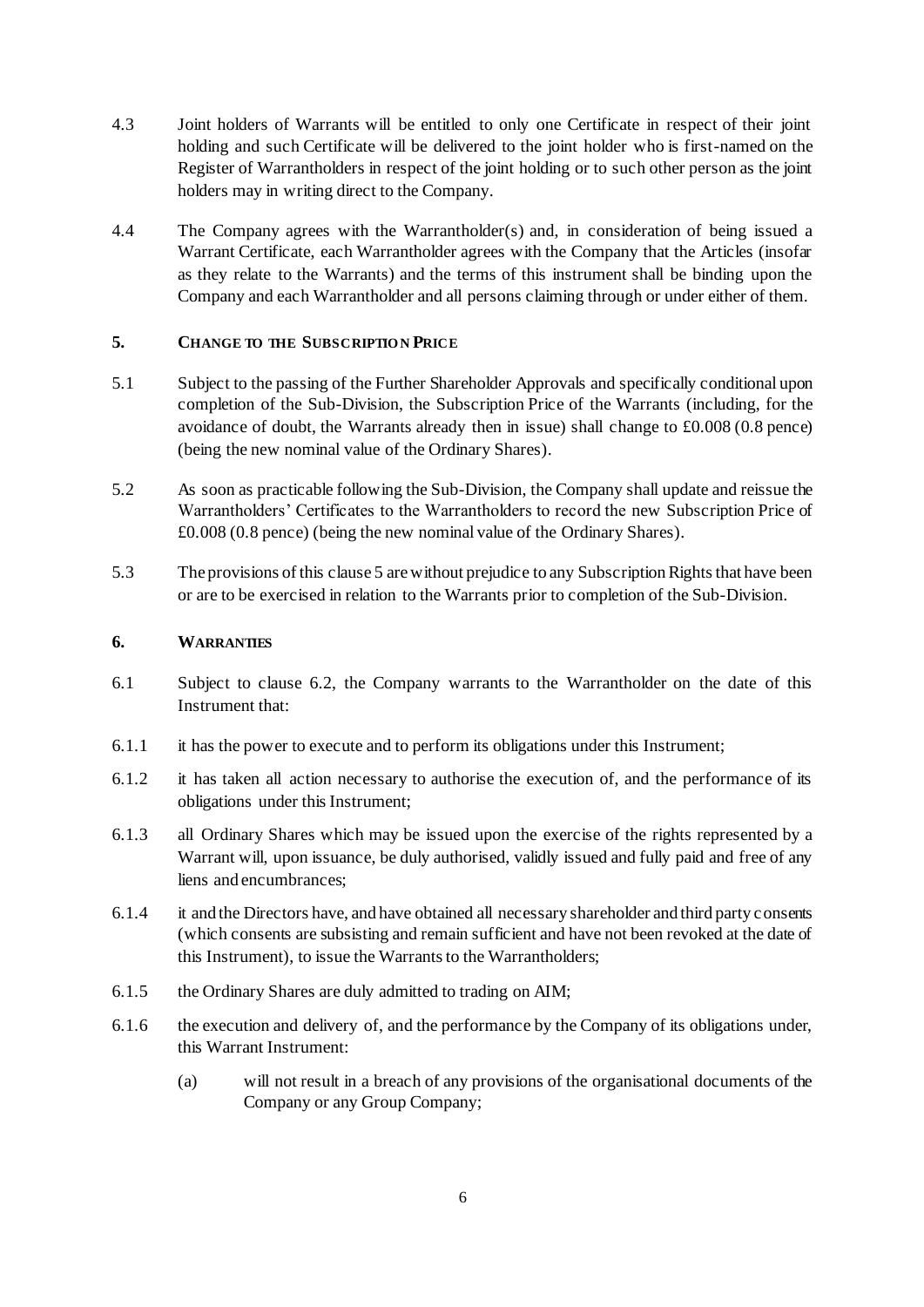4.3 Joint holders of Warrants will be entitled to only one Certificate in respect of their joint holding and such Certificate will be delivered to the joint holder who is first-named on the Register of Warrantholders in respect of the joint holding or to such other person as the joint holders may in writing direct to the Company.

4.4 The Company agrees with the Warrantholder(s) and, in consideration of being issued a Warrant Certificate, each Warrantholder agrees with the Company that the Articles (insofar as they relate to the Warrants) and the terms of this instrument shall be binding upon the Company and each Warrantholder and all persons claiming through or under either of them.

## 5. CHANGE TO THE SUBSCRIPTION PRICE

5.1 Subject to the passing of the Further Shareholder Approvals and specifically conditional upon completion of the Sub-Division, the Subscription Price of the Warrants (including, for the avoidance of doubt, the Warrants already then in issue) shall change to £0.008 (0.8 pence) (being the new nominal value of the Ordinary Shares).

5.2 As soon as practicable following the Sub-Division, the Company shall update and reissue the Warrantholders' Certificates to the Warrantholders to record the new Subscription Price of £0.008 (0.8 pence) (being the new nominal value of the Ordinary Shares).

5.3 The provisions of this clause 5 are without prejudice to any Subscription Rights that have been or are to be exercised in relation to the Warrants prior to completion of the Sub-Division.

## 6. WARRANTIES

6.1 Subject to clause 6.2, the Company warrants to the Warrantholder on the date of this Instrument that:

6.1.1 it has the power to execute and to perform its obligations under this Instrument;

6.1.2 it has taken all action necessary to authorise the execution of, and the performance of its obligations under this Instrument;

6.1.3 all Ordinary Shares which may be issued upon the exercise of the rights represented by a Warrant will, upon issuance, be duly authorised, validly issued and fully paid and free of any liens and encumbrances;

6.1.4 it and the Directors have, and have obtained all necessary shareholder and third party consents (which consents are subsisting and remain sufficient and have not been revoked at the date of this Instrument), to issue the Warrants to the Warrantholders;

6.1.5 the Ordinary Shares are duly admitted to trading on AIM;

6.1.6 the execution and delivery of, and the performance by the Company of its obligations under, this Warrant Instrument:

(a) will not result in a breach of any provisions of the organisational documents of the Company or any Group Company;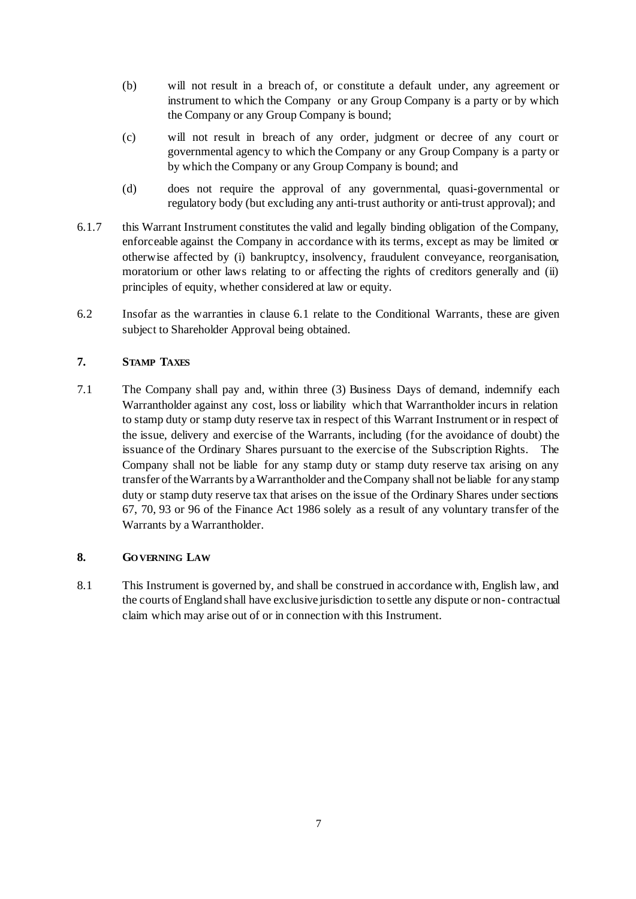(b) will not result in a breach of, or constitute a default under, any agreement or instrument to which the Company or any Group Company is a party or by which the Company or any Group Company is bound;

(c) will not result in breach of any order, judgment or decree of any court or governmental agency to which the Company or any Group Company is a party or by which the Company or any Group Company is bound; and

(d) does not require the approval of any governmental, quasi-governmental or regulatory body (but excluding any anti-trust authority or anti-trust approval); and

6.1.7 this Warrant Instrument constitutes the valid and legally binding obligation of the Company, enforceable against the Company in accordance with its terms, except as may be limited or otherwise affected by (i) bankruptcy, insolvency, fraudulent conveyance, reorganisation, moratorium or other laws relating to or affecting the rights of creditors generally and (ii) principles of equity, whether considered at law or equity.

6.2 Insofar as the warranties in clause 6.1 relate to the Conditional Warrants, these are given subject to Shareholder Approval being obtained.

## 7. STAMP TAXES

7.1 The Company shall pay and, within three (3) Business Days of demand, indemnify each Warrantholder against any cost, loss or liability which that Warrantholder incurs in relation to stamp duty or stamp duty reserve tax in respect of this Warrant Instrument or in respect of the issue, delivery and exercise of the Warrants, including (for the avoidance of doubt) the issuance of the Ordinary Shares pursuant to the exercise of the Subscription Rights. The Company shall not be liable for any stamp duty or stamp duty reserve tax arising on any transfer of the Warrants by a Warrantholder and the Company shall not be liable for any stamp duty or stamp duty reserve tax that arises on the issue of the Ordinary Shares under sections 67, 70, 93 or 96 of the Finance Act 1986 solely as a result of any voluntary transfer of the Warrants by a Warrantholder.

## 8. GOVERNING LAW

8.1 This Instrument is governed by, and shall be construed in accordance with, English law, and the courts of England shall have exclusive jurisdiction to settle any dispute or non-contractual claim which may arise out of or in connection with this Instrument.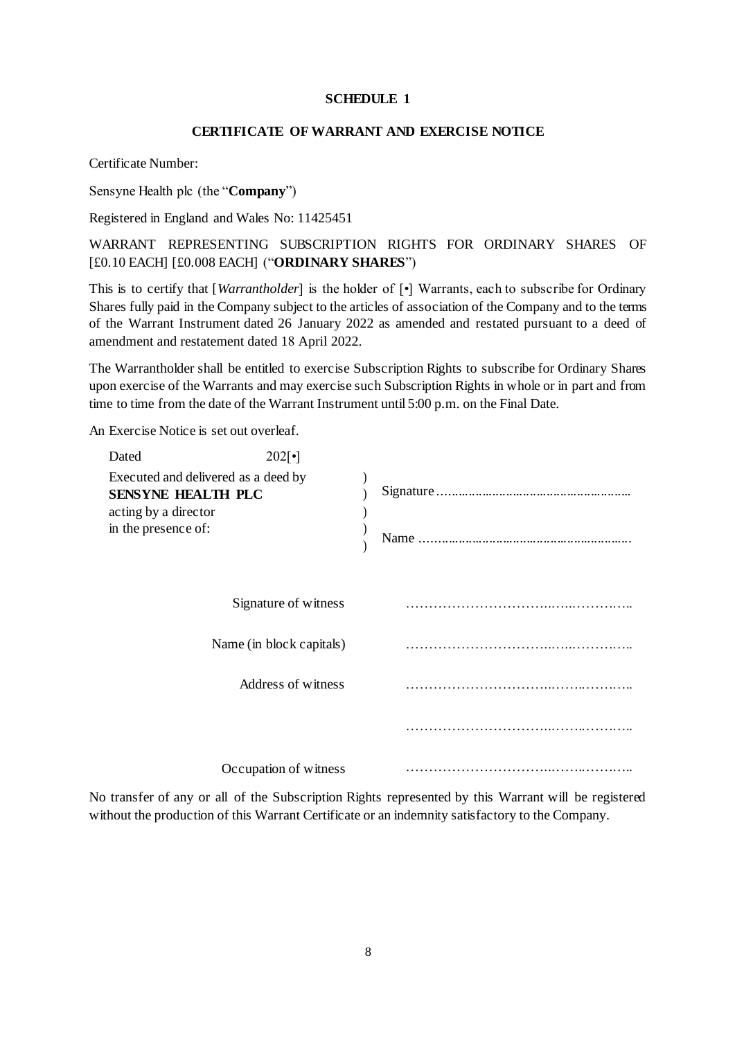# SCHEDULE 1

## CERTIFICATE OF WARRANT AND EXERCISE NOTICE

Certificate Number:

Sensyne Health plc (the "**Company**")

Registered in England and Wales No: 11425451

WARRANT REPRESENTING SUBSCRIPTION RIGHTS FOR ORDINARY SHARES OF [£0.10 EACH] [£0.008 EACH] ("**ORDINARY SHARES**")

This is to certify that [*Warrantholder*] is the holder of [•] Warrants, each to subscribe for Ordinary Shares fully paid in the Company subject to the articles of association of the Company and to the terms of the Warrant Instrument dated 26 January 2022 as amended and restated pursuant to a deed of amendment and restatement dated 18 April 2022.

The Warrantholder shall be entitled to exercise Subscription Rights to subscribe for Ordinary Shares upon exercise of the Warrants and may exercise such Subscription Rights in whole or in part and from time to time from the date of the Warrant Instrument until 5:00 p.m. on the Final Date.

An Exercise Notice is set out overleaf.

Dated 202[•]

Executed and delivered as a deed by **SENSYNE HEALTH PLC** acting by a director in the presence of:

Signature ……………………………………………………

Name ……………………………………………………

Signature of witness ……………………………………………

Name (in block capitals) ……………………………………………

Address of witness ……………………………………………

……………………………………………

Occupation of witness ……………………………………………

No transfer of any or all of the Subscription Rights represented by this Warrant will be registered without the production of this Warrant Certificate or an indemnity satisfactory to the Company.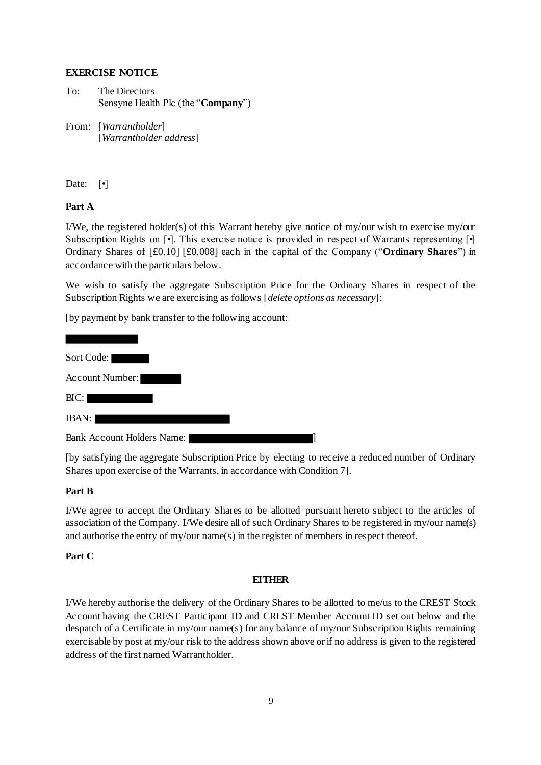**EXERCISE NOTICE**

To: The Directors
Sensyne Health Plc (the "**Company**")

From: [*Warrantholder*]
[*Warrantholder address*]

Date: [•]

**Part A**

I/We, the registered holder(s) of this Warrant hereby give notice of my/our wish to exercise my/our Subscription Rights on [•]. This exercise notice is provided in respect of Warrants representing [•] Ordinary Shares of [£0.10] [£0.008] each in the capital of the Company ("**Ordinary Shares**") in accordance with the particulars below.

We wish to satisfy the aggregate Subscription Price for the Ordinary Shares in respect of the Subscription Rights we are exercising as follows [*delete options as necessary*]:

[by payment by bank transfer to the following account:

█████

Sort Code: █████

Account Number: █████

BIC: █████

IBAN: █████

Bank Account Holders Name: █████]

[by satisfying the aggregate Subscription Price by electing to receive a reduced number of Ordinary Shares upon exercise of the Warrants, in accordance with Condition 7].

**Part B**

I/We agree to accept the Ordinary Shares to be allotted pursuant hereto subject to the articles of association of the Company. I/We desire all of such Ordinary Shares to be registered in my/our name(s) and authorise the entry of my/our name(s) in the register of members in respect thereof.

**Part C**

**EITHER**

I/We hereby authorise the delivery of the Ordinary Shares to be allotted to me/us to the CREST Stock Account having the CREST Participant ID and CREST Member Account ID set out below and the despatch of a Certificate in my/our name(s) for any balance of my/our Subscription Rights remaining exercisable by post at my/our risk to the address shown above or if no address is given to the registered address of the first named Warrantholder.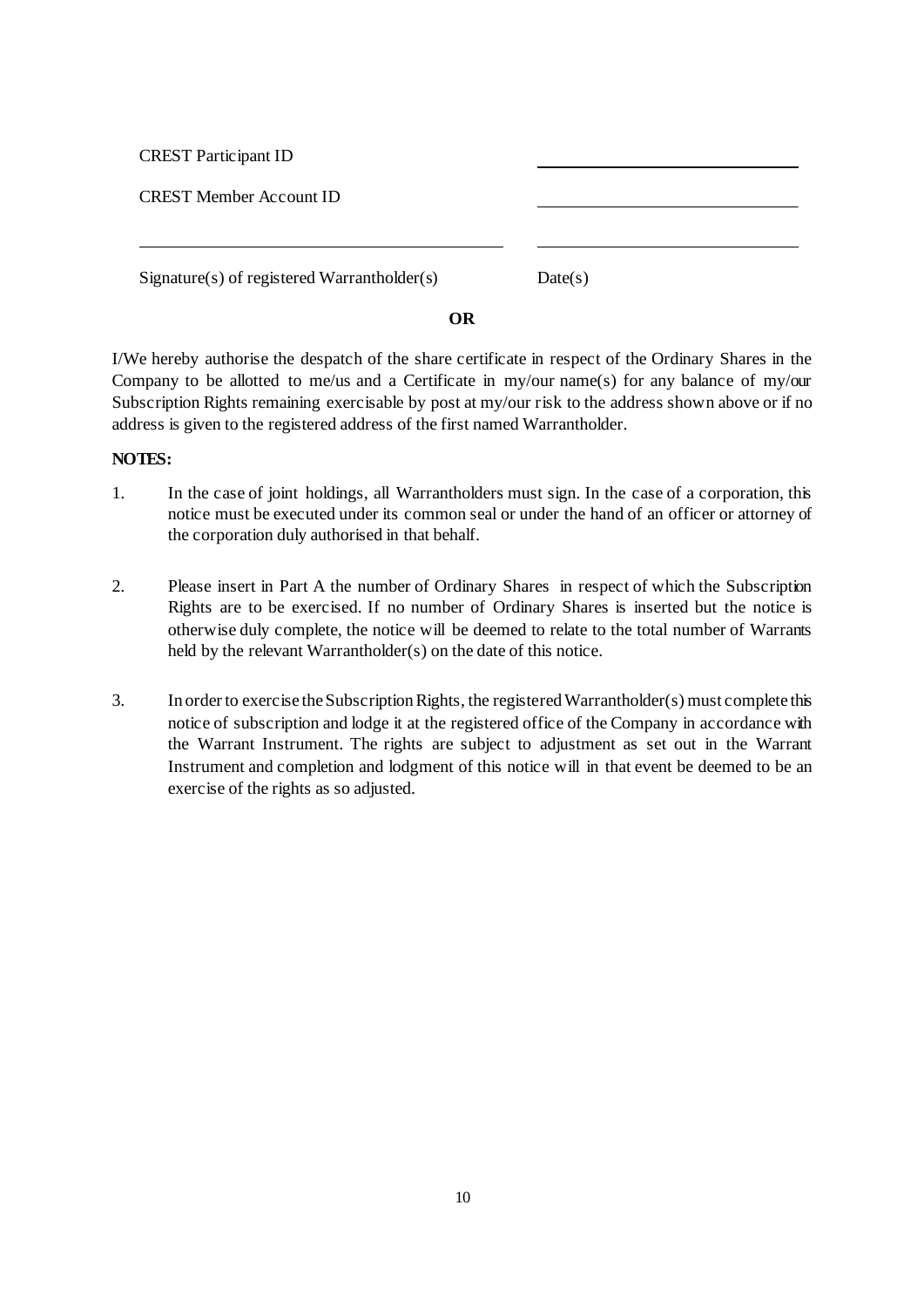CREST Participant ID \_\_\_\_\_\_\_\_\_\_\_\_\_\_\_\_\_\_\_\_\_\_\_\_\_\_\_\_

CREST Member Account ID \_\_\_\_\_\_\_\_\_\_\_\_\_\_\_\_\_\_\_\_\_\_\_\_\_\_\_\_

\_\_\_\_\_\_\_\_\_\_\_\_\_\_\_\_\_\_\_\_\_\_\_\_\_\_\_\_\_\_\_\_\_\_\_\_\_\_\_\_ \_\_\_\_\_\_\_\_\_\_\_\_\_\_\_\_\_\_\_\_\_\_\_\_\_\_\_\_

Signature(s) of registered Warrantholder(s) Date(s)

**OR**

I/We hereby authorise the despatch of the share certificate in respect of the Ordinary Shares in the Company to be allotted to me/us and a Certificate in my/our name(s) for any balance of my/our Subscription Rights remaining exercisable by post at my/our risk to the address shown above or if no address is given to the registered address of the first named Warrantholder.

**NOTES:**

1. In the case of joint holdings, all Warrantholders must sign. In the case of a corporation, this notice must be executed under its common seal or under the hand of an officer or attorney of the corporation duly authorised in that behalf.

2. Please insert in Part A the number of Ordinary Shares in respect of which the Subscription Rights are to be exercised. If no number of Ordinary Shares is inserted but the notice is otherwise duly complete, the notice will be deemed to relate to the total number of Warrants held by the relevant Warrantholder(s) on the date of this notice.

3. In order to exercise the Subscription Rights, the registered Warrantholder(s) must complete this notice of subscription and lodge it at the registered office of the Company in accordance with the Warrant Instrument. The rights are subject to adjustment as set out in the Warrant Instrument and completion and lodgment of this notice will in that event be deemed to be an exercise of the rights as so adjusted.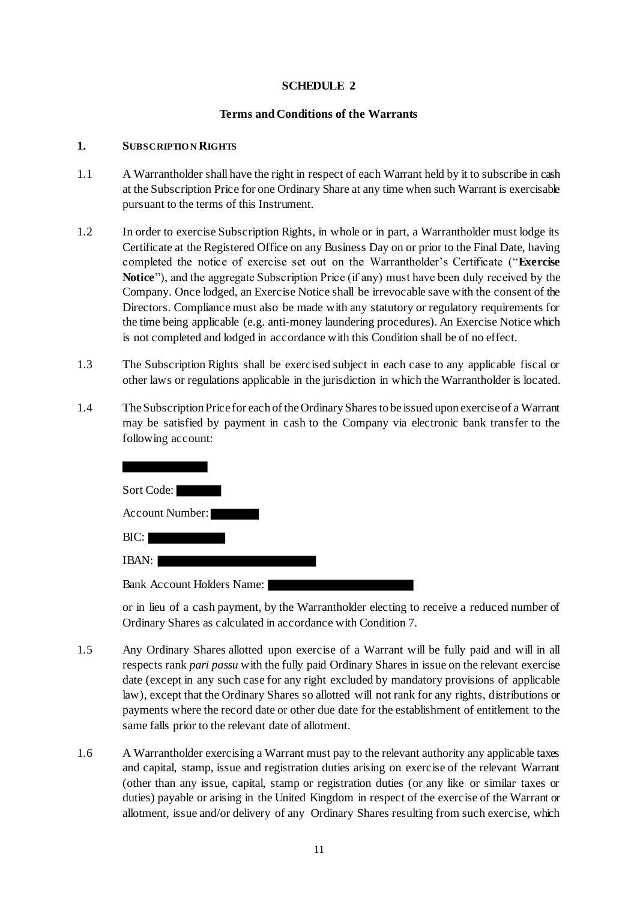## SCHEDULE 2

### Terms and Conditions of the Warrants

**1. SUBSCRIPTION RIGHTS**

1.1 A Warrantholder shall have the right in respect of each Warrant held by it to subscribe in cash at the Subscription Price for one Ordinary Share at any time when such Warrant is exercisable pursuant to the terms of this Instrument.

1.2 In order to exercise Subscription Rights, in whole or in part, a Warrantholder must lodge its Certificate at the Registered Office on any Business Day on or prior to the Final Date, having completed the notice of exercise set out on the Warrantholder's Certificate ("**Exercise Notice**"), and the aggregate Subscription Price (if any) must have been duly received by the Company. Once lodged, an Exercise Notice shall be irrevocable save with the consent of the Directors. Compliance must also be made with any statutory or regulatory requirements for the time being applicable (e.g. anti-money laundering procedures). An Exercise Notice which is not completed and lodged in accordance with this Condition shall be of no effect.

1.3 The Subscription Rights shall be exercised subject in each case to any applicable fiscal or other laws or regulations applicable in the jurisdiction in which the Warrantholder is located.

1.4 The Subscription Price for each of the Ordinary Shares to be issued upon exercise of a Warrant may be satisfied by payment in cash to the Company via electronic bank transfer to the following account:

[REDACTED]

Sort Code: [REDACTED]

Account Number: [REDACTED]

BIC: [REDACTED]

IBAN: [REDACTED]

Bank Account Holders Name: [REDACTED]

or in lieu of a cash payment, by the Warrantholder electing to receive a reduced number of Ordinary Shares as calculated in accordance with Condition 7.

1.5 Any Ordinary Shares allotted upon exercise of a Warrant will be fully paid and will in all respects rank *pari passu* with the fully paid Ordinary Shares in issue on the relevant exercise date (except in any such case for any right excluded by mandatory provisions of applicable law), except that the Ordinary Shares so allotted will not rank for any rights, distributions or payments where the record date or other due date for the establishment of entitlement to the same falls prior to the relevant date of allotment.

1.6 A Warrantholder exercising a Warrant must pay to the relevant authority any applicable taxes and capital, stamp, issue and registration duties arising on exercise of the relevant Warrant (other than any issue, capital, stamp or registration duties (or any like or similar taxes or duties) payable or arising in the United Kingdom in respect of the exercise of the Warrant or allotment, issue and/or delivery of any Ordinary Shares resulting from such exercise, which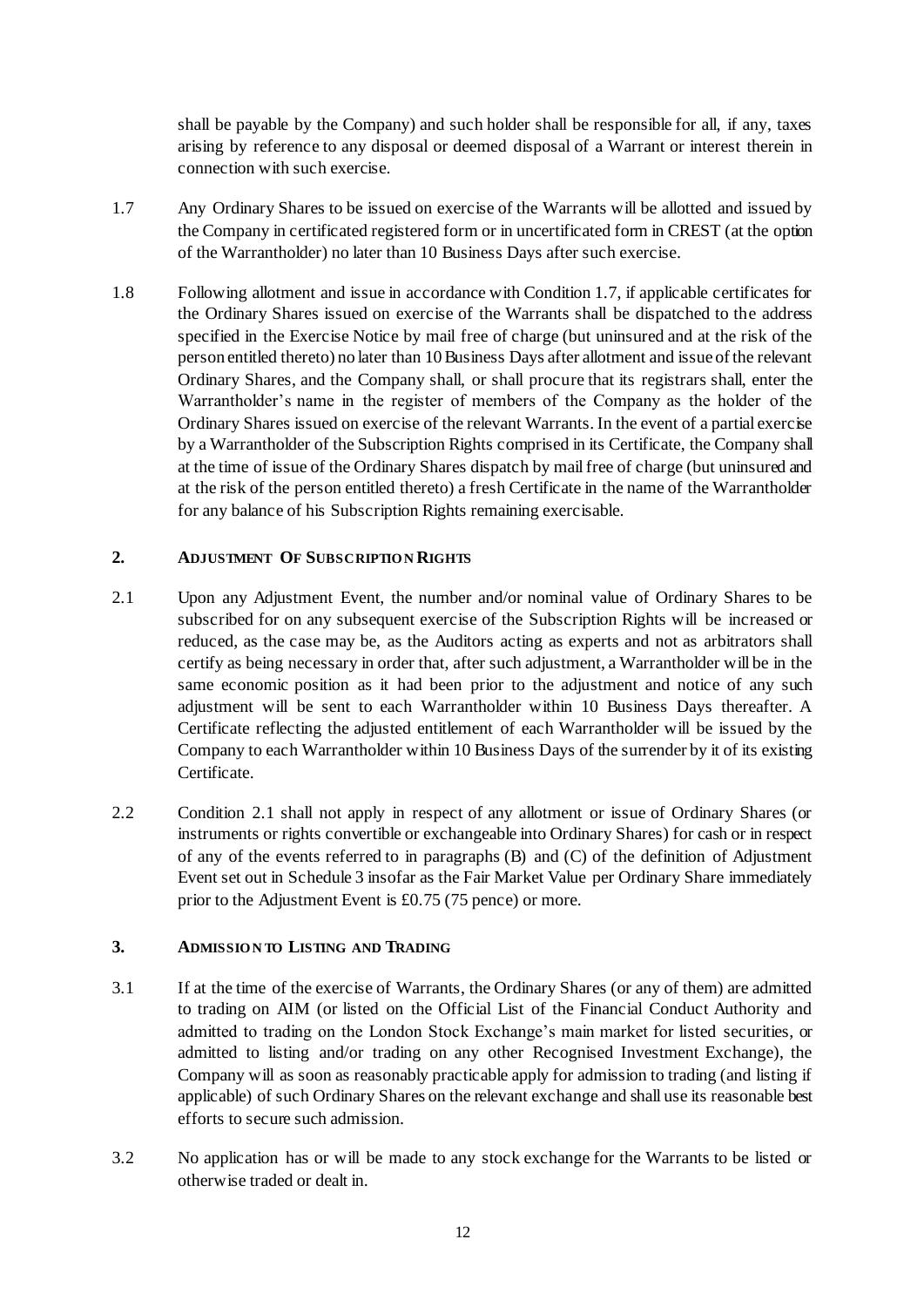shall be payable by the Company) and such holder shall be responsible for all, if any, taxes arising by reference to any disposal or deemed disposal of a Warrant or interest therein in connection with such exercise.

1.7 Any Ordinary Shares to be issued on exercise of the Warrants will be allotted and issued by the Company in certificated registered form or in uncertificated form in CREST (at the option of the Warrantholder) no later than 10 Business Days after such exercise.

1.8 Following allotment and issue in accordance with Condition 1.7, if applicable certificates for the Ordinary Shares issued on exercise of the Warrants shall be dispatched to the address specified in the Exercise Notice by mail free of charge (but uninsured and at the risk of the person entitled thereto) no later than 10 Business Days after allotment and issue of the relevant Ordinary Shares, and the Company shall, or shall procure that its registrars shall, enter the Warrantholder's name in the register of members of the Company as the holder of the Ordinary Shares issued on exercise of the relevant Warrants. In the event of a partial exercise by a Warrantholder of the Subscription Rights comprised in its Certificate, the Company shall at the time of issue of the Ordinary Shares dispatch by mail free of charge (but uninsured and at the risk of the person entitled thereto) a fresh Certificate in the name of the Warrantholder for any balance of his Subscription Rights remaining exercisable.

## 2. ADJUSTMENT OF SUBSCRIPTION RIGHTS

2.1 Upon any Adjustment Event, the number and/or nominal value of Ordinary Shares to be subscribed for on any subsequent exercise of the Subscription Rights will be increased or reduced, as the case may be, as the Auditors acting as experts and not as arbitrators shall certify as being necessary in order that, after such adjustment, a Warrantholder will be in the same economic position as it had been prior to the adjustment and notice of any such adjustment will be sent to each Warrantholder within 10 Business Days thereafter. A Certificate reflecting the adjusted entitlement of each Warrantholder will be issued by the Company to each Warrantholder within 10 Business Days of the surrender by it of its existing Certificate.

2.2 Condition 2.1 shall not apply in respect of any allotment or issue of Ordinary Shares (or instruments or rights convertible or exchangeable into Ordinary Shares) for cash or in respect of any of the events referred to in paragraphs (B) and (C) of the definition of Adjustment Event set out in Schedule 3 insofar as the Fair Market Value per Ordinary Share immediately prior to the Adjustment Event is £0.75 (75 pence) or more.

## 3. ADMISSION TO LISTING AND TRADING

3.1 If at the time of the exercise of Warrants, the Ordinary Shares (or any of them) are admitted to trading on AIM (or listed on the Official List of the Financial Conduct Authority and admitted to trading on the London Stock Exchange's main market for listed securities, or admitted to listing and/or trading on any other Recognised Investment Exchange), the Company will as soon as reasonably practicable apply for admission to trading (and listing if applicable) of such Ordinary Shares on the relevant exchange and shall use its reasonable best efforts to secure such admission.

3.2 No application has or will be made to any stock exchange for the Warrants to be listed or otherwise traded or dealt in.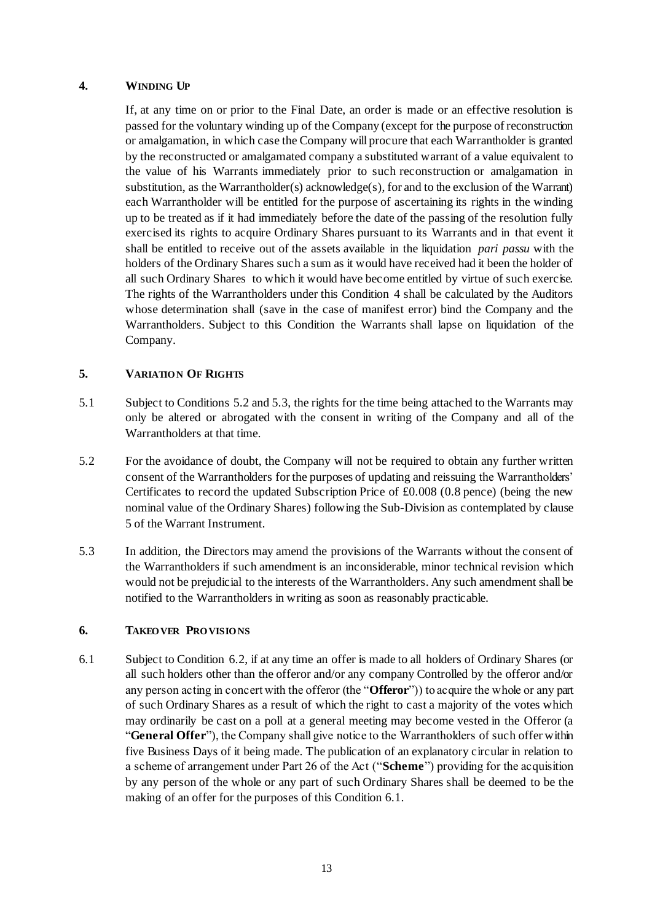## 4. WINDING UP

If, at any time on or prior to the Final Date, an order is made or an effective resolution is passed for the voluntary winding up of the Company (except for the purpose of reconstruction or amalgamation, in which case the Company will procure that each Warrantholder is granted by the reconstructed or amalgamated company a substituted warrant of a value equivalent to the value of his Warrants immediately prior to such reconstruction or amalgamation in substitution, as the Warrantholder(s) acknowledge(s), for and to the exclusion of the Warrant) each Warrantholder will be entitled for the purpose of ascertaining its rights in the winding up to be treated as if it had immediately before the date of the passing of the resolution fully exercised its rights to acquire Ordinary Shares pursuant to its Warrants and in that event it shall be entitled to receive out of the assets available in the liquidation *pari passu* with the holders of the Ordinary Shares such a sum as it would have received had it been the holder of all such Ordinary Shares to which it would have become entitled by virtue of such exercise. The rights of the Warrantholders under this Condition 4 shall be calculated by the Auditors whose determination shall (save in the case of manifest error) bind the Company and the Warrantholders. Subject to this Condition the Warrants shall lapse on liquidation of the Company.

## 5. VARIATION OF RIGHTS

5.1 Subject to Conditions 5.2 and 5.3, the rights for the time being attached to the Warrants may only be altered or abrogated with the consent in writing of the Company and all of the Warrantholders at that time.

5.2 For the avoidance of doubt, the Company will not be required to obtain any further written consent of the Warrantholders for the purposes of updating and reissuing the Warrantholders' Certificates to record the updated Subscription Price of £0.008 (0.8 pence) (being the new nominal value of the Ordinary Shares) following the Sub-Division as contemplated by clause 5 of the Warrant Instrument.

5.3 In addition, the Directors may amend the provisions of the Warrants without the consent of the Warrantholders if such amendment is an inconsiderable, minor technical revision which would not be prejudicial to the interests of the Warrantholders. Any such amendment shall be notified to the Warrantholders in writing as soon as reasonably practicable.

## 6. TAKEOVER PROVISIONS

6.1 Subject to Condition 6.2, if at any time an offer is made to all holders of Ordinary Shares (or all such holders other than the offeror and/or any company Controlled by the offeror and/or any person acting in concert with the offeror (the "**Offeror**")) to acquire the whole or any part of such Ordinary Shares as a result of which the right to cast a majority of the votes which may ordinarily be cast on a poll at a general meeting may become vested in the Offeror (a "**General Offer**"), the Company shall give notice to the Warrantholders of such offer within five Business Days of it being made. The publication of an explanatory circular in relation to a scheme of arrangement under Part 26 of the Act ("**Scheme**") providing for the acquisition by any person of the whole or any part of such Ordinary Shares shall be deemed to be the making of an offer for the purposes of this Condition 6.1.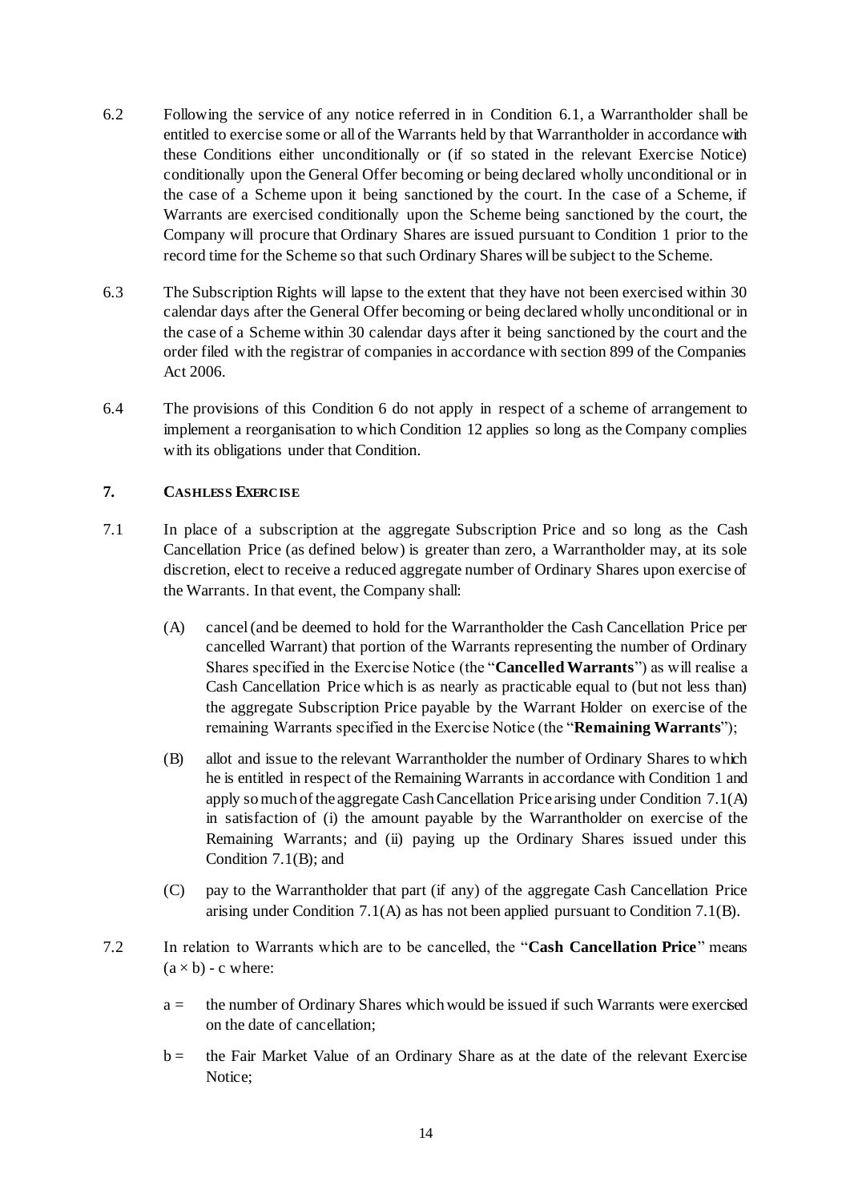6.2 Following the service of any notice referred in in Condition 6.1, a Warrantholder shall be entitled to exercise some or all of the Warrants held by that Warrantholder in accordance with these Conditions either unconditionally or (if so stated in the relevant Exercise Notice) conditionally upon the General Offer becoming or being declared wholly unconditional or in the case of a Scheme upon it being sanctioned by the court. In the case of a Scheme, if Warrants are exercised conditionally upon the Scheme being sanctioned by the court, the Company will procure that Ordinary Shares are issued pursuant to Condition 1 prior to the record time for the Scheme so that such Ordinary Shares will be subject to the Scheme.

6.3 The Subscription Rights will lapse to the extent that they have not been exercised within 30 calendar days after the General Offer becoming or being declared wholly unconditional or in the case of a Scheme within 30 calendar days after it being sanctioned by the court and the order filed with the registrar of companies in accordance with section 899 of the Companies Act 2006.

6.4 The provisions of this Condition 6 do not apply in respect of a scheme of arrangement to implement a reorganisation to which Condition 12 applies so long as the Company complies with its obligations under that Condition.

## 7. CASHLESS EXERCISE

7.1 In place of a subscription at the aggregate Subscription Price and so long as the Cash Cancellation Price (as defined below) is greater than zero, a Warrantholder may, at its sole discretion, elect to receive a reduced aggregate number of Ordinary Shares upon exercise of the Warrants. In that event, the Company shall:

(A) cancel (and be deemed to hold for the Warrantholder the Cash Cancellation Price per cancelled Warrant) that portion of the Warrants representing the number of Ordinary Shares specified in the Exercise Notice (the "**Cancelled Warrants**") as will realise a Cash Cancellation Price which is as nearly as practicable equal to (but not less than) the aggregate Subscription Price payable by the Warrant Holder on exercise of the remaining Warrants specified in the Exercise Notice (the "**Remaining Warrants**");

(B) allot and issue to the relevant Warrantholder the number of Ordinary Shares to which he is entitled in respect of the Remaining Warrants in accordance with Condition 1 and apply so much of the aggregate Cash Cancellation Price arising under Condition 7.1(A) in satisfaction of (i) the amount payable by the Warrantholder on exercise of the Remaining Warrants; and (ii) paying up the Ordinary Shares issued under this Condition 7.1(B); and

(C) pay to the Warrantholder that part (if any) of the aggregate Cash Cancellation Price arising under Condition 7.1(A) as has not been applied pursuant to Condition 7.1(B).

7.2 In relation to Warrants which are to be cancelled, the "**Cash Cancellation Price**" means $(a \times b) - c$ where:

$a$ = the number of Ordinary Shares which would be issued if such Warrants were exercised on the date of cancellation;

$b$ = the Fair Market Value of an Ordinary Share as at the date of the relevant Exercise Notice;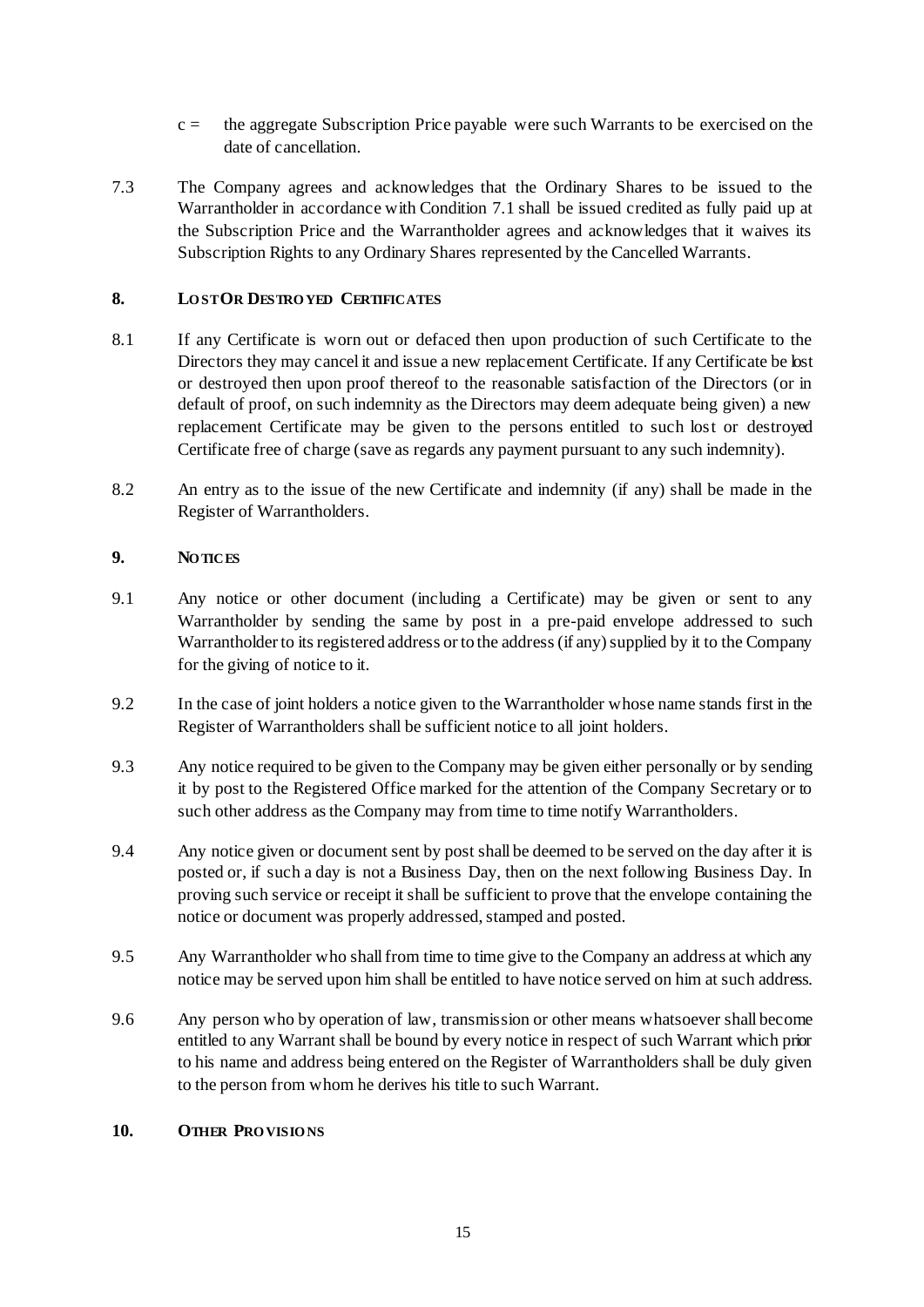c = the aggregate Subscription Price payable were such Warrants to be exercised on the date of cancellation.

7.3 The Company agrees and acknowledges that the Ordinary Shares to be issued to the Warrantholder in accordance with Condition 7.1 shall be issued credited as fully paid up at the Subscription Price and the Warrantholder agrees and acknowledges that it waives its Subscription Rights to any Ordinary Shares represented by the Cancelled Warrants.

## 8. LOST OR DESTROYED CERTIFICATES

8.1 If any Certificate is worn out or defaced then upon production of such Certificate to the Directors they may cancel it and issue a new replacement Certificate. If any Certificate be lost or destroyed then upon proof thereof to the reasonable satisfaction of the Directors (or in default of proof, on such indemnity as the Directors may deem adequate being given) a new replacement Certificate may be given to the persons entitled to such lost or destroyed Certificate free of charge (save as regards any payment pursuant to any such indemnity).

8.2 An entry as to the issue of the new Certificate and indemnity (if any) shall be made in the Register of Warrantholders.

## 9. NOTICES

9.1 Any notice or other document (including a Certificate) may be given or sent to any Warrantholder by sending the same by post in a pre-paid envelope addressed to such Warrantholder to its registered address or to the address (if any) supplied by it to the Company for the giving of notice to it.

9.2 In the case of joint holders a notice given to the Warrantholder whose name stands first in the Register of Warrantholders shall be sufficient notice to all joint holders.

9.3 Any notice required to be given to the Company may be given either personally or by sending it by post to the Registered Office marked for the attention of the Company Secretary or to such other address as the Company may from time to time notify Warrantholders.

9.4 Any notice given or document sent by post shall be deemed to be served on the day after it is posted or, if such a day is not a Business Day, then on the next following Business Day. In proving such service or receipt it shall be sufficient to prove that the envelope containing the notice or document was properly addressed, stamped and posted.

9.5 Any Warrantholder who shall from time to time give to the Company an address at which any notice may be served upon him shall be entitled to have notice served on him at such address.

9.6 Any person who by operation of law, transmission or other means whatsoever shall become entitled to any Warrant shall be bound by every notice in respect of such Warrant which prior to his name and address being entered on the Register of Warrantholders shall be duly given to the person from whom he derives his title to such Warrant.

## 10. OTHER PROVISIONS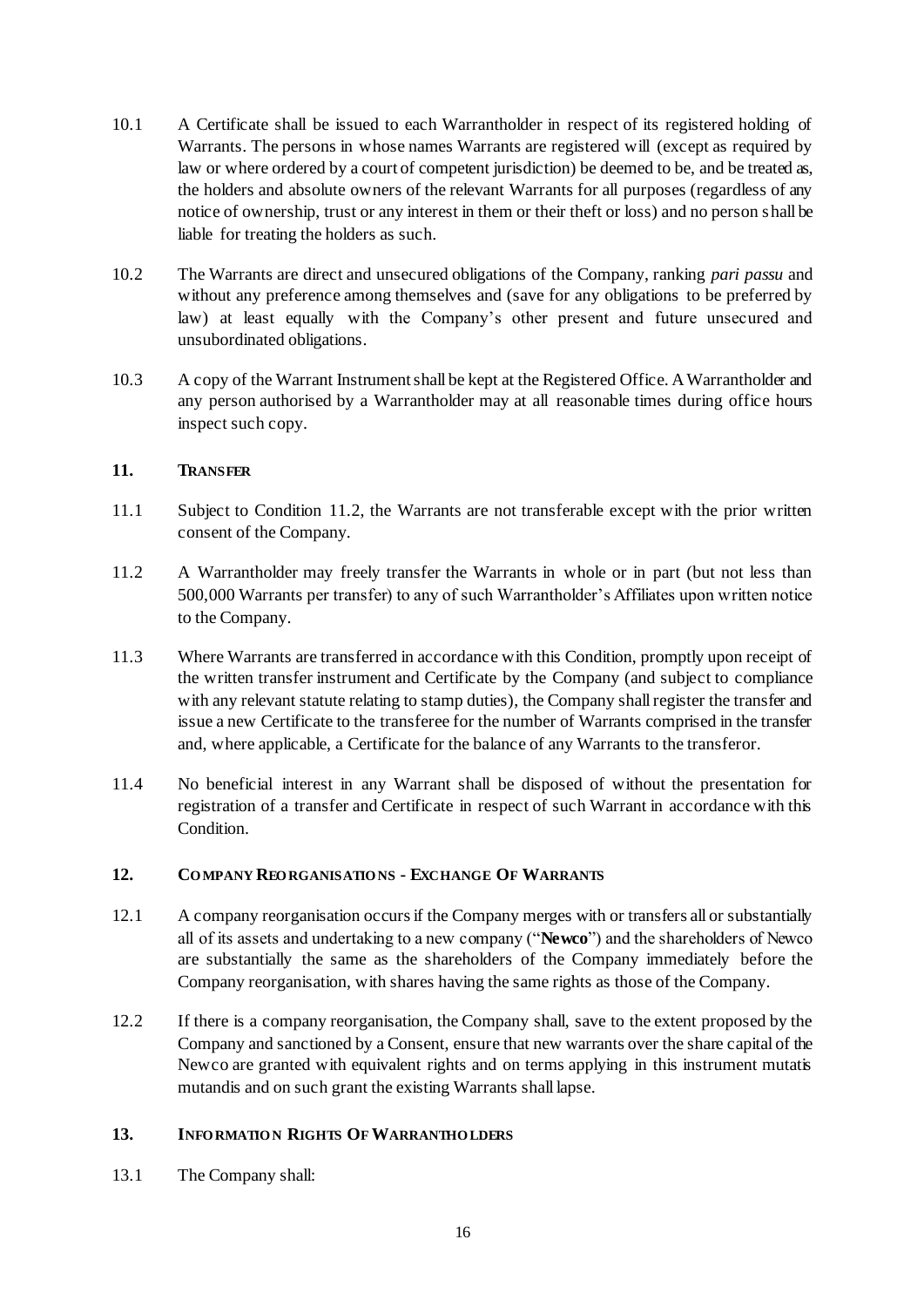10.1 A Certificate shall be issued to each Warrantholder in respect of its registered holding of Warrants. The persons in whose names Warrants are registered will (except as required by law or where ordered by a court of competent jurisdiction) be deemed to be, and be treated as, the holders and absolute owners of the relevant Warrants for all purposes (regardless of any notice of ownership, trust or any interest in them or their theft or loss) and no person shall be liable for treating the holders as such.

10.2 The Warrants are direct and unsecured obligations of the Company, ranking *pari passu* and without any preference among themselves and (save for any obligations to be preferred by law) at least equally with the Company's other present and future unsecured and unsubordinated obligations.

10.3 A copy of the Warrant Instrument shall be kept at the Registered Office. A Warrantholder and any person authorised by a Warrantholder may at all reasonable times during office hours inspect such copy.

## 11. TRANSFER

11.1 Subject to Condition 11.2, the Warrants are not transferable except with the prior written consent of the Company.

11.2 A Warrantholder may freely transfer the Warrants in whole or in part (but not less than 500,000 Warrants per transfer) to any of such Warrantholder's Affiliates upon written notice to the Company.

11.3 Where Warrants are transferred in accordance with this Condition, promptly upon receipt of the written transfer instrument and Certificate by the Company (and subject to compliance with any relevant statute relating to stamp duties), the Company shall register the transfer and issue a new Certificate to the transferee for the number of Warrants comprised in the transfer and, where applicable, a Certificate for the balance of any Warrants to the transferor.

11.4 No beneficial interest in any Warrant shall be disposed of without the presentation for registration of a transfer and Certificate in respect of such Warrant in accordance with this Condition.

## 12. COMPANY REORGANISATIONS - EXCHANGE OF WARRANTS

12.1 A company reorganisation occurs if the Company merges with or transfers all or substantially all of its assets and undertaking to a new company ("**Newco**") and the shareholders of Newco are substantially the same as the shareholders of the Company immediately before the Company reorganisation, with shares having the same rights as those of the Company.

12.2 If there is a company reorganisation, the Company shall, save to the extent proposed by the Company and sanctioned by a Consent, ensure that new warrants over the share capital of the Newco are granted with equivalent rights and on terms applying in this instrument mutatis mutandis and on such grant the existing Warrants shall lapse.

## 13. INFORMATION RIGHTS OF WARRANTHOLDERS

13.1 The Company shall: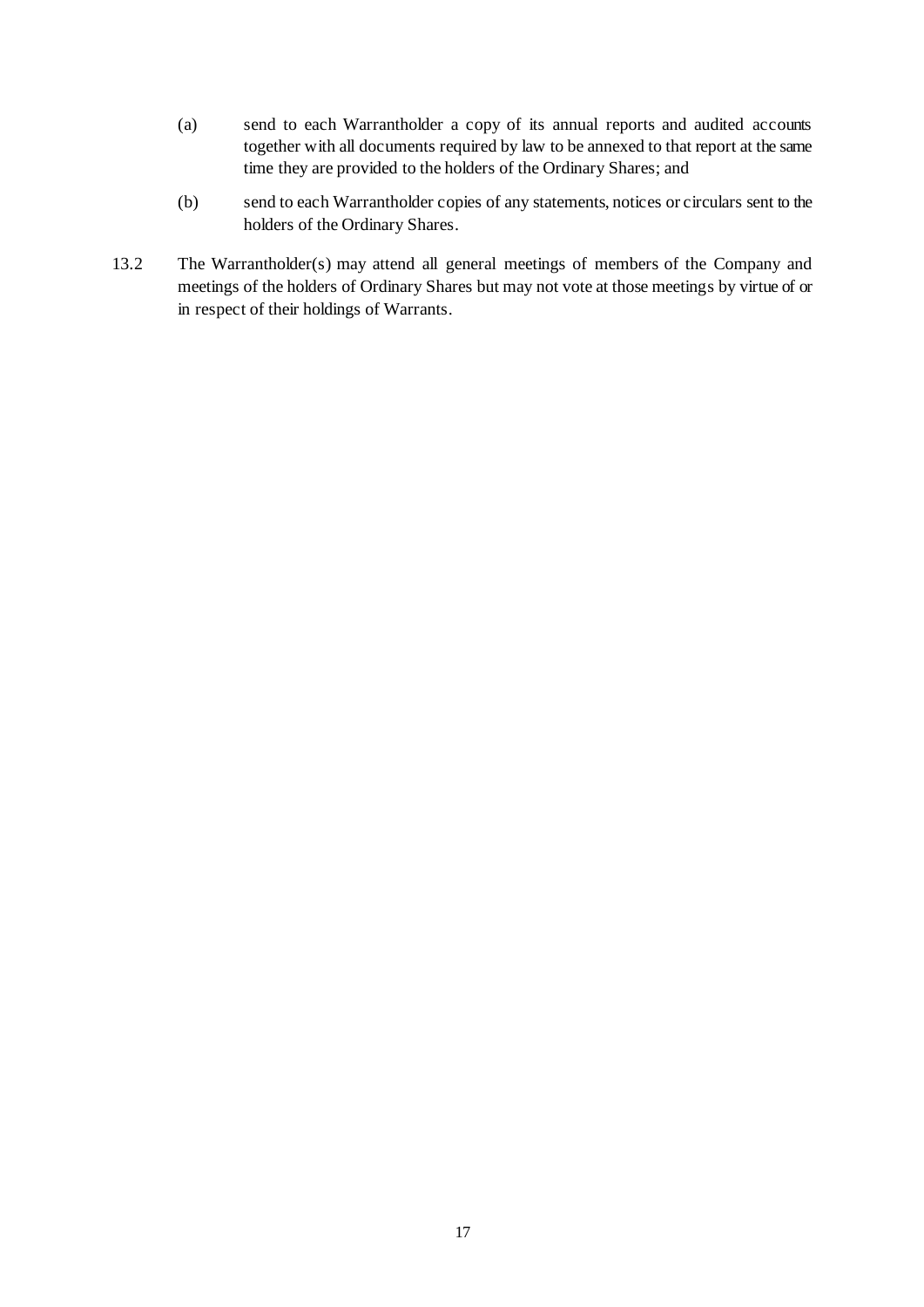(a) send to each Warrantholder a copy of its annual reports and audited accounts together with all documents required by law to be annexed to that report at the same time they are provided to the holders of the Ordinary Shares; and

(b) send to each Warrantholder copies of any statements, notices or circulars sent to the holders of the Ordinary Shares.

13.2 The Warrantholder(s) may attend all general meetings of members of the Company and meetings of the holders of Ordinary Shares but may not vote at those meetings by virtue of or in respect of their holdings of Warrants.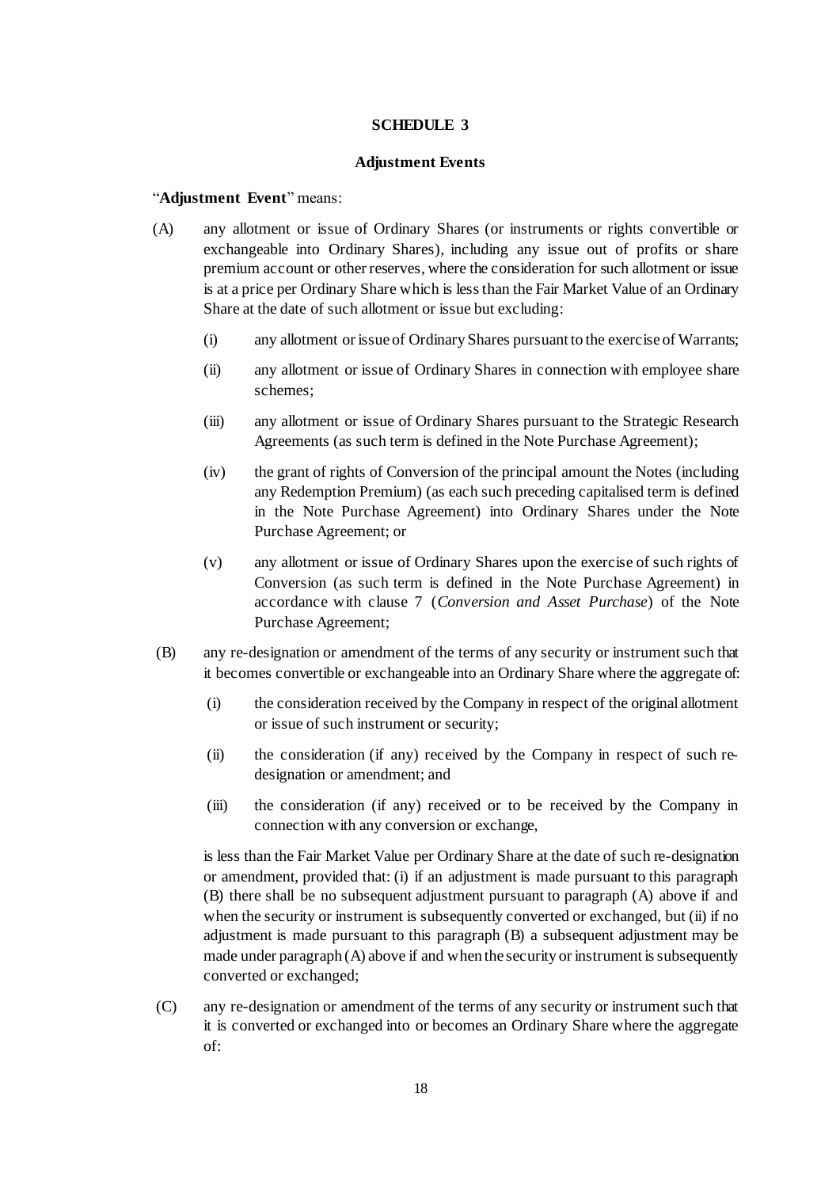# SCHEDULE 3

## Adjustment Events

"**Adjustment Event**" means:

(A) any allotment or issue of Ordinary Shares (or instruments or rights convertible or exchangeable into Ordinary Shares), including any issue out of profits or share premium account or other reserves, where the consideration for such allotment or issue is at a price per Ordinary Share which is less than the Fair Market Value of an Ordinary Share at the date of such allotment or issue but excluding:

  (i) any allotment or issue of Ordinary Shares pursuant to the exercise of Warrants;

  (ii) any allotment or issue of Ordinary Shares in connection with employee share schemes;

  (iii) any allotment or issue of Ordinary Shares pursuant to the Strategic Research Agreements (as such term is defined in the Note Purchase Agreement);

  (iv) the grant of rights of Conversion of the principal amount the Notes (including any Redemption Premium) (as each such preceding capitalised term is defined in the Note Purchase Agreement) into Ordinary Shares under the Note Purchase Agreement; or

  (v) any allotment or issue of Ordinary Shares upon the exercise of such rights of Conversion (as such term is defined in the Note Purchase Agreement) in accordance with clause 7 (*Conversion and Asset Purchase*) of the Note Purchase Agreement;

(B) any re-designation or amendment of the terms of any security or instrument such that it becomes convertible or exchangeable into an Ordinary Share where the aggregate of:

  (i) the consideration received by the Company in respect of the original allotment or issue of such instrument or security;

  (ii) the consideration (if any) received by the Company in respect of such re-designation or amendment; and

  (iii) the consideration (if any) received or to be received by the Company in connection with any conversion or exchange,

  is less than the Fair Market Value per Ordinary Share at the date of such re-designation or amendment, provided that: (i) if an adjustment is made pursuant to this paragraph (B) there shall be no subsequent adjustment pursuant to paragraph (A) above if and when the security or instrument is subsequently converted or exchanged, but (ii) if no adjustment is made pursuant to this paragraph (B) a subsequent adjustment may be made under paragraph (A) above if and when the security or instrument is subsequently converted or exchanged;

(C) any re-designation or amendment of the terms of any security or instrument such that it is converted or exchanged into or becomes an Ordinary Share where the aggregate of: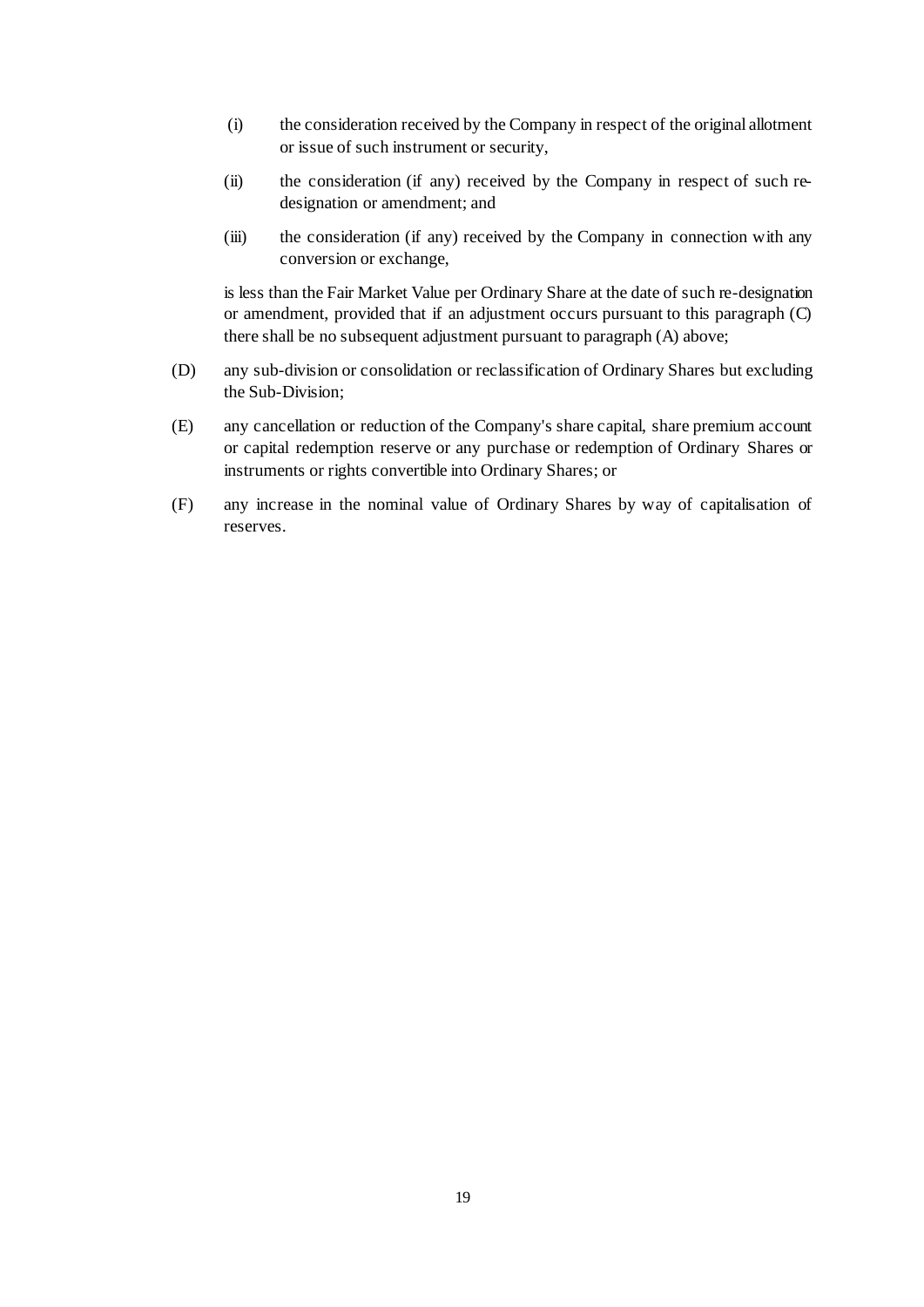(i) the consideration received by the Company in respect of the original allotment or issue of such instrument or security,

(ii) the consideration (if any) received by the Company in respect of such re-designation or amendment; and

(iii) the consideration (if any) received by the Company in connection with any conversion or exchange,

is less than the Fair Market Value per Ordinary Share at the date of such re-designation or amendment, provided that if an adjustment occurs pursuant to this paragraph (C) there shall be no subsequent adjustment pursuant to paragraph (A) above;

(D) any sub-division or consolidation or reclassification of Ordinary Shares but excluding the Sub-Division;

(E) any cancellation or reduction of the Company's share capital, share premium account or capital redemption reserve or any purchase or redemption of Ordinary Shares or instruments or rights convertible into Ordinary Shares; or

(F) any increase in the nominal value of Ordinary Shares by way of capitalisation of reserves.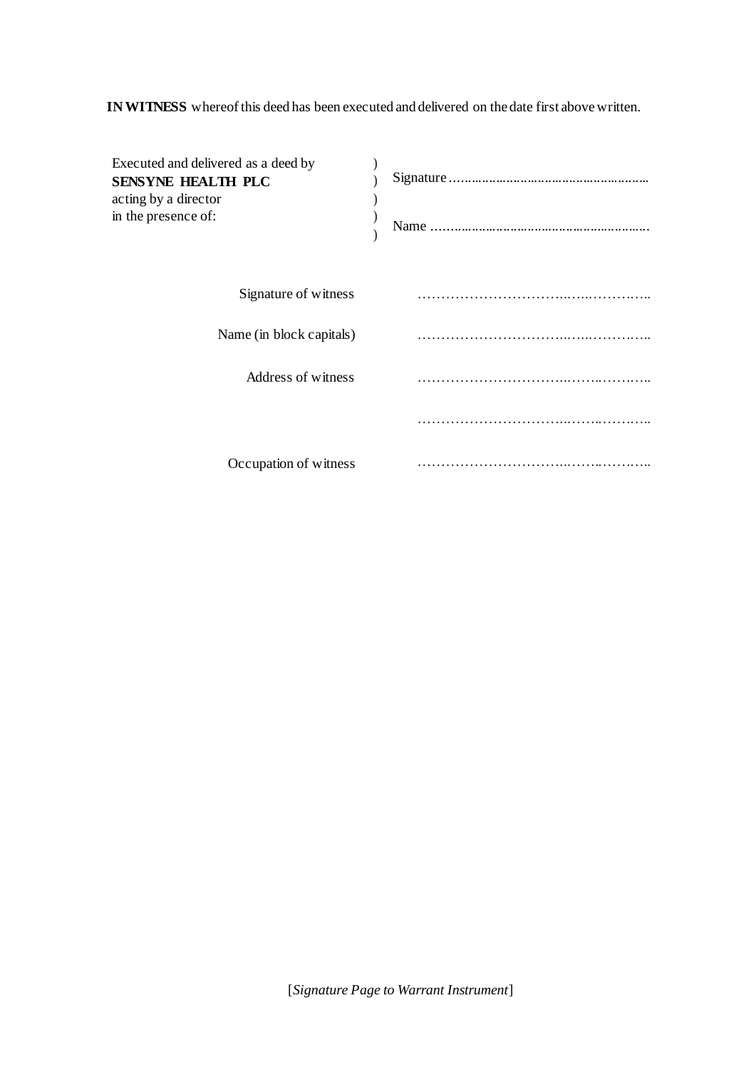**IN WITNESS** whereof this deed has been executed and delivered on the date first above written.

| | | |
|---|---|---|
| Executed and delivered as a deed by **SENSYNE HEALTH PLC** acting by a director in the presence of: | ) ) ) ) ) | Signature ……………………………………………… Name ……………………………………………… |

Signature of witness ……………………………………………

Name (in block capitals) ……………………………………………

Address of witness ……………………………………………

……………………………………………

Occupation of witness ……………………………………………

[*Signature Page to Warrant Instrument*]